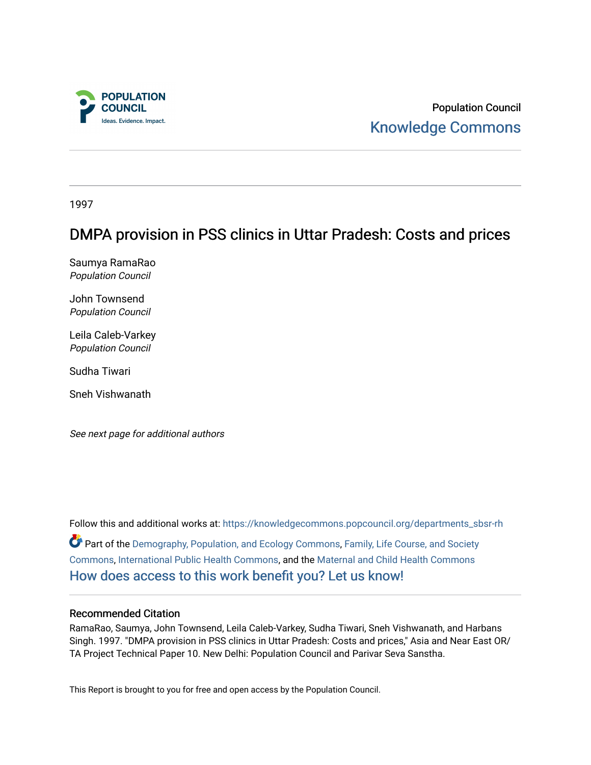Population Council

Knowledge Commons

1997

# DMPA provision in PSS clinics in Uttar Pradesh: Costs and prices

Saumya RamaRao
*Population Council*

John Townsend
*Population Council*

Leila Caleb-Varkey
*Population Council*

Sudha Tiwari

Sneh Vishwanath

*See next page for additional authors*

Follow this and additional works at: https://knowledgecommons.popcouncil.org/departments_sbsr-rh

Part of the Demography, Population, and Ecology Commons, Family, Life Course, and Society Commons, International Public Health Commons, and the Maternal and Child Health Commons

How does access to this work benefit you? Let us know!

## Recommended Citation

RamaRao, Saumya, John Townsend, Leila Caleb-Varkey, Sudha Tiwari, Sneh Vishwanath, and Harbans Singh. 1997. "DMPA provision in PSS clinics in Uttar Pradesh: Costs and prices," Asia and Near East OR/TA Project Technical Paper 10. New Delhi: Population Council and Parivar Seva Sanstha.

This Report is brought to you for free and open access by the Population Council.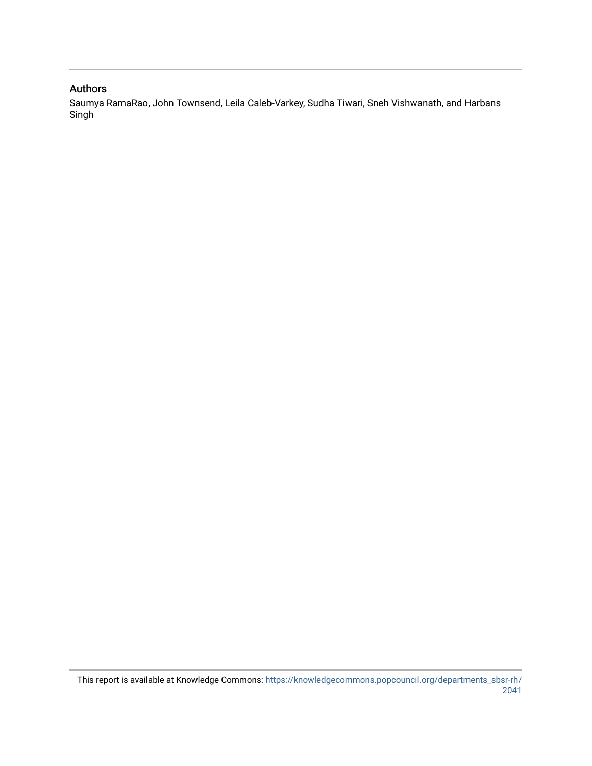## Authors

Saumya RamaRao, John Townsend, Leila Caleb-Varkey, Sudha Tiwari, Sneh Vishwanath, and Harbans Singh

This report is available at Knowledge Commons: https://knowledgecommons.popcouncil.org/departments_sbsr-rh/2041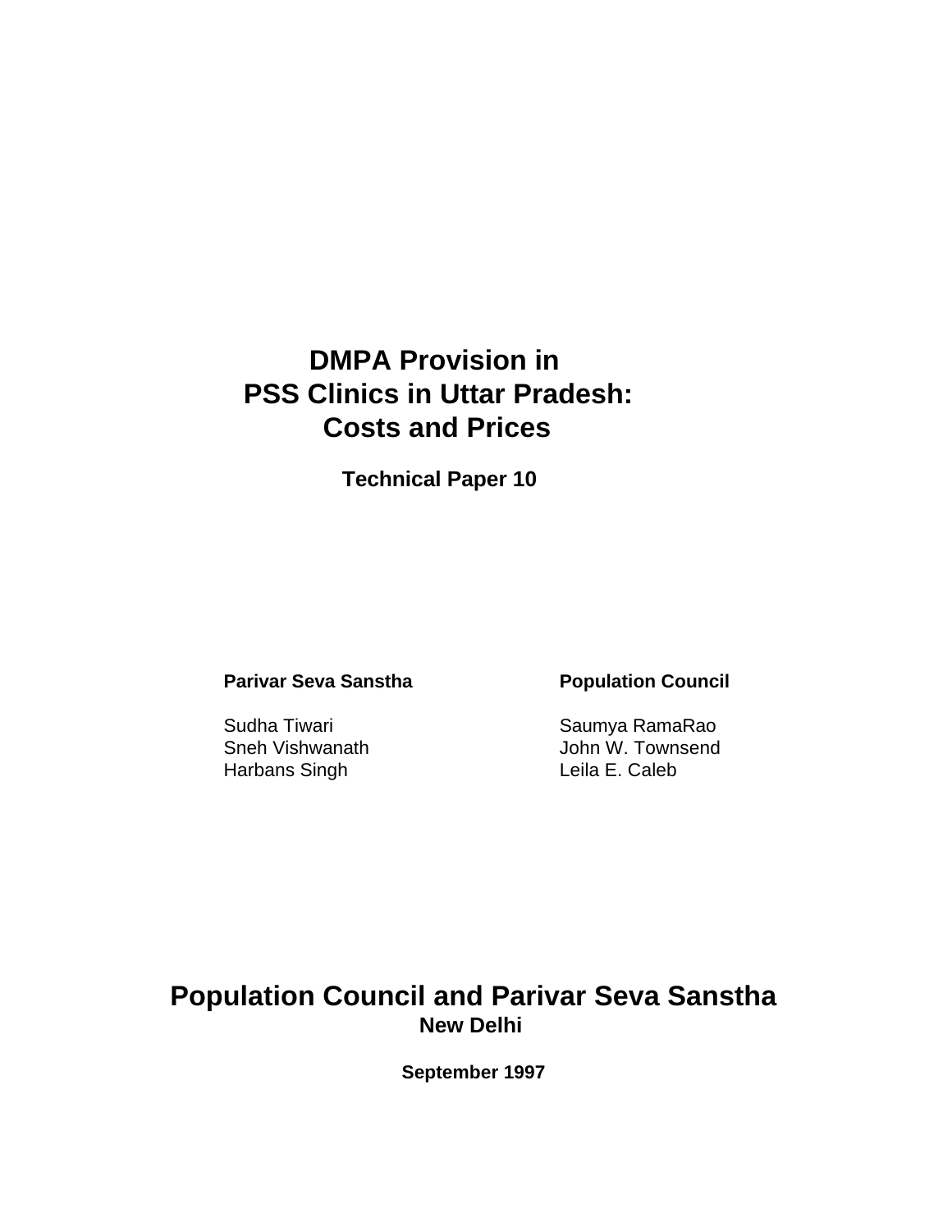# DMPA Provision in PSS Clinics in Uttar Pradesh: Costs and Prices

**Technical Paper 10**

**Parivar Seva Sanstha**

Sudha Tiwari
Sneh Vishwanath
Harbans Singh

**Population Council**

Saumya RamaRao
John W. Townsend
Leila E. Caleb

## Population Council and Parivar Seva Sanstha

**New Delhi**

**September 1997**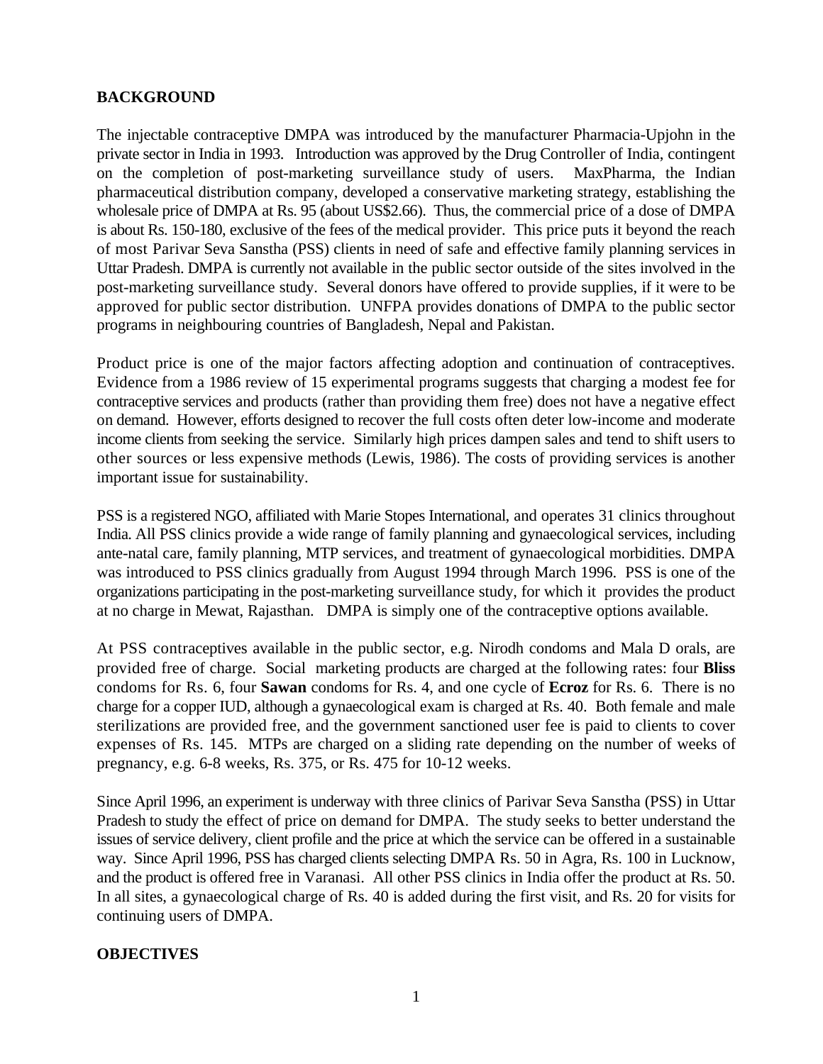## BACKGROUND

The injectable contraceptive DMPA was introduced by the manufacturer Pharmacia-Upjohn in the private sector in India in 1993. Introduction was approved by the Drug Controller of India, contingent on the completion of post-marketing surveillance study of users. MaxPharma, the Indian pharmaceutical distribution company, developed a conservative marketing strategy, establishing the wholesale price of DMPA at Rs. 95 (about US$2.66). Thus, the commercial price of a dose of DMPA is about Rs. 150-180, exclusive of the fees of the medical provider. This price puts it beyond the reach of most Parivar Seva Sanstha (PSS) clients in need of safe and effective family planning services in Uttar Pradesh. DMPA is currently not available in the public sector outside of the sites involved in the post-marketing surveillance study. Several donors have offered to provide supplies, if it were to be approved for public sector distribution. UNFPA provides donations of DMPA to the public sector programs in neighbouring countries of Bangladesh, Nepal and Pakistan.

Product price is one of the major factors affecting adoption and continuation of contraceptives. Evidence from a 1986 review of 15 experimental programs suggests that charging a modest fee for contraceptive services and products (rather than providing them free) does not have a negative effect on demand. However, efforts designed to recover the full costs often deter low-income and moderate income clients from seeking the service. Similarly high prices dampen sales and tend to shift users to other sources or less expensive methods (Lewis, 1986). The costs of providing services is another important issue for sustainability.

PSS is a registered NGO, affiliated with Marie Stopes International, and operates 31 clinics throughout India. All PSS clinics provide a wide range of family planning and gynaecological services, including ante-natal care, family planning, MTP services, and treatment of gynaecological morbidities. DMPA was introduced to PSS clinics gradually from August 1994 through March 1996. PSS is one of the organizations participating in the post-marketing surveillance study, for which it provides the product at no charge in Mewat, Rajasthan. DMPA is simply one of the contraceptive options available.

At PSS contraceptives available in the public sector, e.g. Nirodh condoms and Mala D orals, are provided free of charge. Social marketing products are charged at the following rates: four **Bliss** condoms for Rs. 6, four **Sawan** condoms for Rs. 4, and one cycle of **Ecroz** for Rs. 6. There is no charge for a copper IUD, although a gynaecological exam is charged at Rs. 40. Both female and male sterilizations are provided free, and the government sanctioned user fee is paid to clients to cover expenses of Rs. 145. MTPs are charged on a sliding rate depending on the number of weeks of pregnancy, e.g. 6-8 weeks, Rs. 375, or Rs. 475 for 10-12 weeks.

Since April 1996, an experiment is underway with three clinics of Parivar Seva Sanstha (PSS) in Uttar Pradesh to study the effect of price on demand for DMPA. The study seeks to better understand the issues of service delivery, client profile and the price at which the service can be offered in a sustainable way. Since April 1996, PSS has charged clients selecting DMPA Rs. 50 in Agra, Rs. 100 in Lucknow, and the product is offered free in Varanasi. All other PSS clinics in India offer the product at Rs. 50. In all sites, a gynaecological charge of Rs. 40 is added during the first visit, and Rs. 20 for visits for continuing users of DMPA.

## OBJECTIVES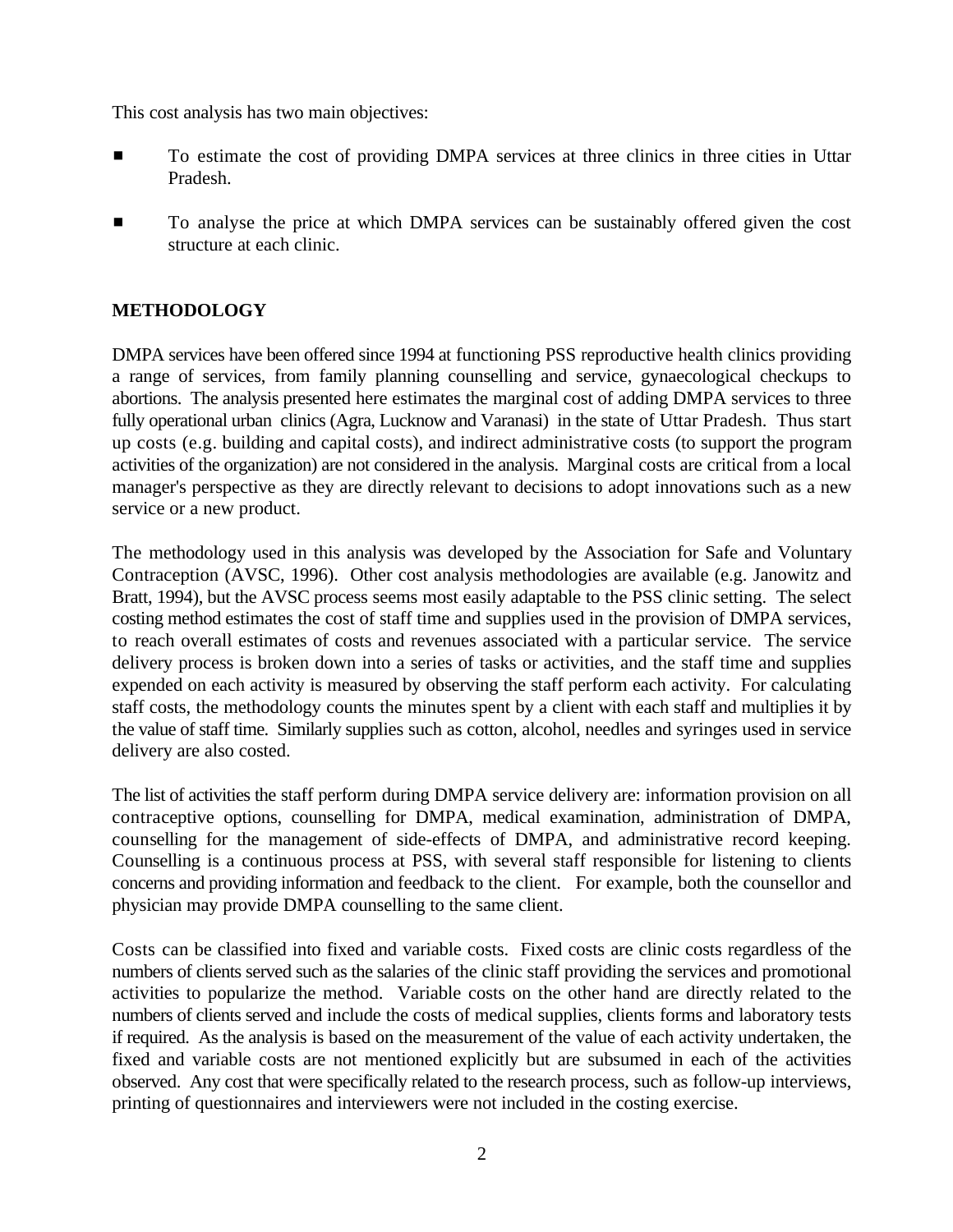This cost analysis has two main objectives:

- To estimate the cost of providing DMPA services at three clinics in three cities in Uttar Pradesh.
- To analyse the price at which DMPA services can be sustainably offered given the cost structure at each clinic.

## METHODOLOGY

DMPA services have been offered since 1994 at functioning PSS reproductive health clinics providing a range of services, from family planning counselling and service, gynaecological checkups to abortions. The analysis presented here estimates the marginal cost of adding DMPA services to three fully operational urban clinics (Agra, Lucknow and Varanasi) in the state of Uttar Pradesh. Thus start up costs (e.g. building and capital costs), and indirect administrative costs (to support the program activities of the organization) are not considered in the analysis. Marginal costs are critical from a local manager's perspective as they are directly relevant to decisions to adopt innovations such as a new service or a new product.

The methodology used in this analysis was developed by the Association for Safe and Voluntary Contraception (AVSC, 1996). Other cost analysis methodologies are available (e.g. Janowitz and Bratt, 1994), but the AVSC process seems most easily adaptable to the PSS clinic setting. The select costing method estimates the cost of staff time and supplies used in the provision of DMPA services, to reach overall estimates of costs and revenues associated with a particular service. The service delivery process is broken down into a series of tasks or activities, and the staff time and supplies expended on each activity is measured by observing the staff perform each activity. For calculating staff costs, the methodology counts the minutes spent by a client with each staff and multiplies it by the value of staff time. Similarly supplies such as cotton, alcohol, needles and syringes used in service delivery are also costed.

The list of activities the staff perform during DMPA service delivery are: information provision on all contraceptive options, counselling for DMPA, medical examination, administration of DMPA, counselling for the management of side-effects of DMPA, and administrative record keeping. Counselling is a continuous process at PSS, with several staff responsible for listening to clients concerns and providing information and feedback to the client. For example, both the counsellor and physician may provide DMPA counselling to the same client.

Costs can be classified into fixed and variable costs. Fixed costs are clinic costs regardless of the numbers of clients served such as the salaries of the clinic staff providing the services and promotional activities to popularize the method. Variable costs on the other hand are directly related to the numbers of clients served and include the costs of medical supplies, clients forms and laboratory tests if required. As the analysis is based on the measurement of the value of each activity undertaken, the fixed and variable costs are not mentioned explicitly but are subsumed in each of the activities observed. Any cost that were specifically related to the research process, such as follow-up interviews, printing of questionnaires and interviewers were not included in the costing exercise.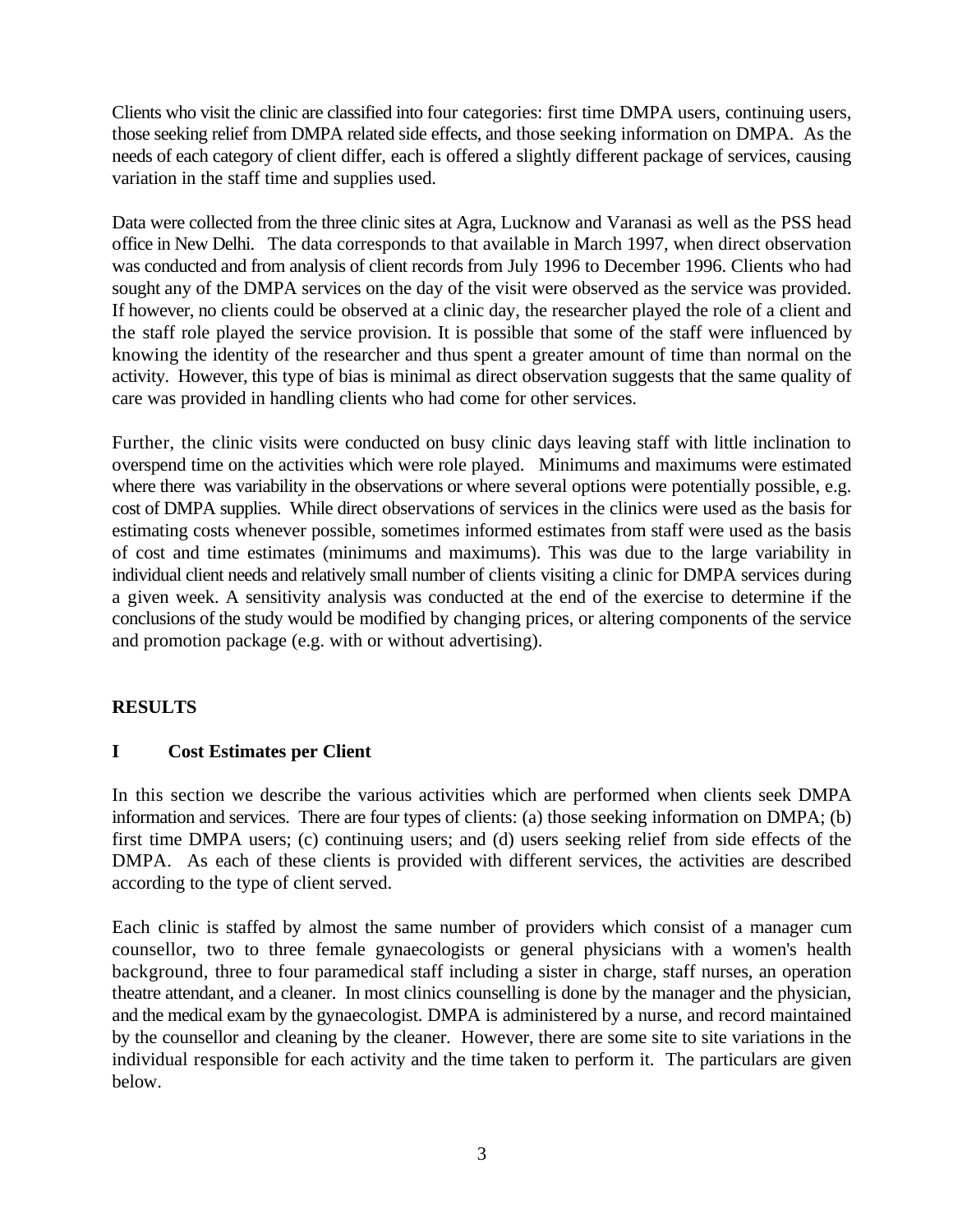Clients who visit the clinic are classified into four categories: first time DMPA users, continuing users, those seeking relief from DMPA related side effects, and those seeking information on DMPA. As the needs of each category of client differ, each is offered a slightly different package of services, causing variation in the staff time and supplies used.

Data were collected from the three clinic sites at Agra, Lucknow and Varanasi as well as the PSS head office in New Delhi. The data corresponds to that available in March 1997, when direct observation was conducted and from analysis of client records from July 1996 to December 1996. Clients who had sought any of the DMPA services on the day of the visit were observed as the service was provided. If however, no clients could be observed at a clinic day, the researcher played the role of a client and the staff role played the service provision. It is possible that some of the staff were influenced by knowing the identity of the researcher and thus spent a greater amount of time than normal on the activity. However, this type of bias is minimal as direct observation suggests that the same quality of care was provided in handling clients who had come for other services.

Further, the clinic visits were conducted on busy clinic days leaving staff with little inclination to overspend time on the activities which were role played. Minimums and maximums were estimated where there was variability in the observations or where several options were potentially possible, e.g. cost of DMPA supplies. While direct observations of services in the clinics were used as the basis for estimating costs whenever possible, sometimes informed estimates from staff were used as the basis of cost and time estimates (minimums and maximums). This was due to the large variability in individual client needs and relatively small number of clients visiting a clinic for DMPA services during a given week. A sensitivity analysis was conducted at the end of the exercise to determine if the conclusions of the study would be modified by changing prices, or altering components of the service and promotion package (e.g. with or without advertising).

## RESULTS

### I Cost Estimates per Client

In this section we describe the various activities which are performed when clients seek DMPA information and services. There are four types of clients: (a) those seeking information on DMPA; (b) first time DMPA users; (c) continuing users; and (d) users seeking relief from side effects of the DMPA. As each of these clients is provided with different services, the activities are described according to the type of client served.

Each clinic is staffed by almost the same number of providers which consist of a manager cum counsellor, two to three female gynaecologists or general physicians with a women's health background, three to four paramedical staff including a sister in charge, staff nurses, an operation theatre attendant, and a cleaner. In most clinics counselling is done by the manager and the physician, and the medical exam by the gynaecologist. DMPA is administered by a nurse, and record maintained by the counsellor and cleaning by the cleaner. However, there are some site to site variations in the individual responsible for each activity and the time taken to perform it. The particulars are given below.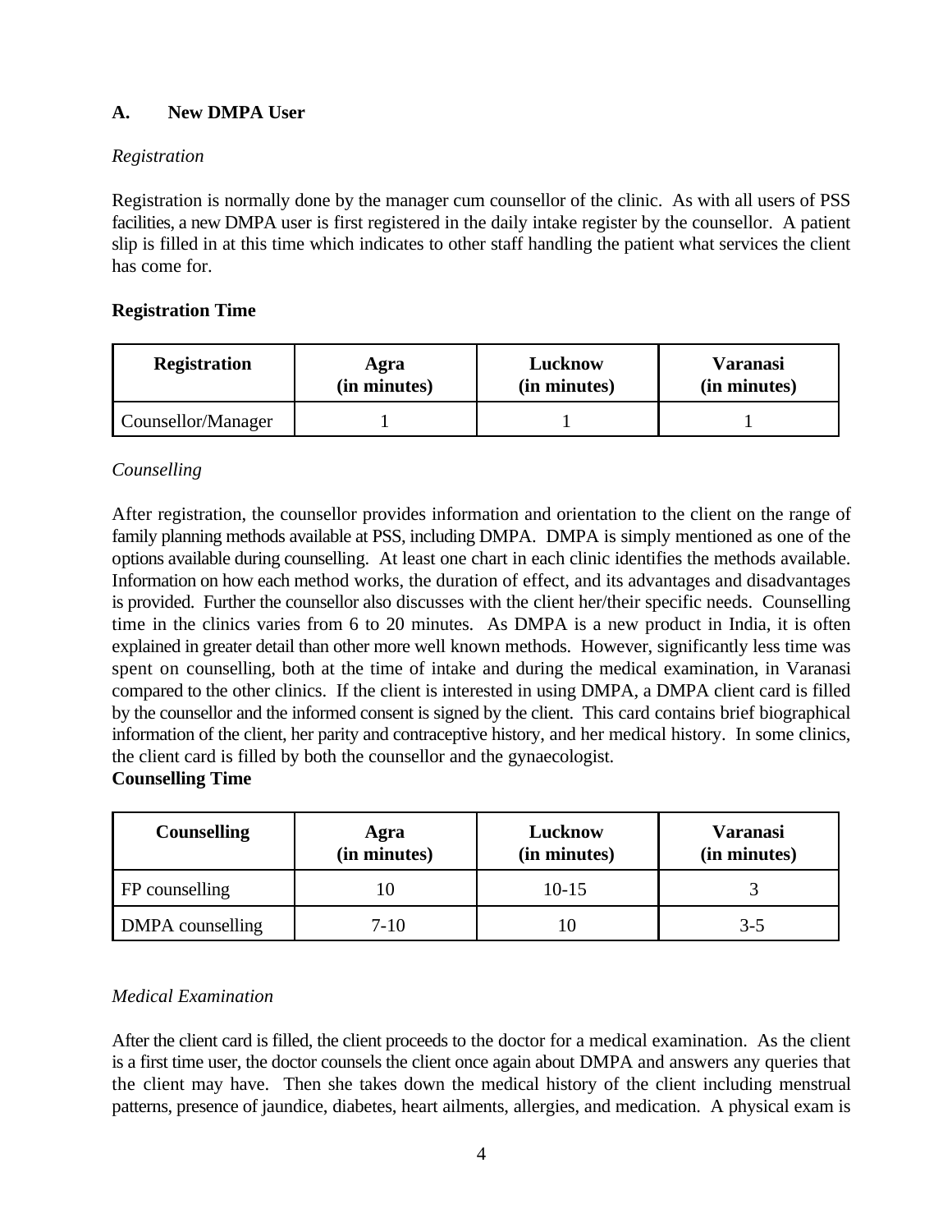### A. New DMPA User

*Registration*

Registration is normally done by the manager cum counsellor of the clinic. As with all users of PSS facilities, a new DMPA user is first registered in the daily intake register by the counsellor. A patient slip is filled in at this time which indicates to other staff handling the patient what services the client has come for.

**Registration Time**

| Registration | Agra (in minutes) | Lucknow (in minutes) | Varanasi (in minutes) |
|---|---|---|---|
| Counsellor/Manager | 1 | 1 | 1 |

*Counselling*

After registration, the counsellor provides information and orientation to the client on the range of family planning methods available at PSS, including DMPA. DMPA is simply mentioned as one of the options available during counselling. At least one chart in each clinic identifies the methods available. Information on how each method works, the duration of effect, and its advantages and disadvantages is provided. Further the counsellor also discusses with the client her/their specific needs. Counselling time in the clinics varies from 6 to 20 minutes. As DMPA is a new product in India, it is often explained in greater detail than other more well known methods. However, significantly less time was spent on counselling, both at the time of intake and during the medical examination, in Varanasi compared to the other clinics. If the client is interested in using DMPA, a DMPA client card is filled by the counsellor and the informed consent is signed by the client. This card contains brief biographical information of the client, her parity and contraceptive history, and her medical history. In some clinics, the client card is filled by both the counsellor and the gynaecologist.

**Counselling Time**

| Counselling | Agra (in minutes) | Lucknow (in minutes) | Varanasi (in minutes) |
|---|---|---|---|
| FP counselling | 10 | 10-15 | 3 |
| DMPA counselling | 7-10 | 10 | 3-5 |

*Medical Examination*

After the client card is filled, the client proceeds to the doctor for a medical examination. As the client is a first time user, the doctor counsels the client once again about DMPA and answers any queries that the client may have. Then she takes down the medical history of the client including menstrual patterns, presence of jaundice, diabetes, heart ailments, allergies, and medication. A physical exam is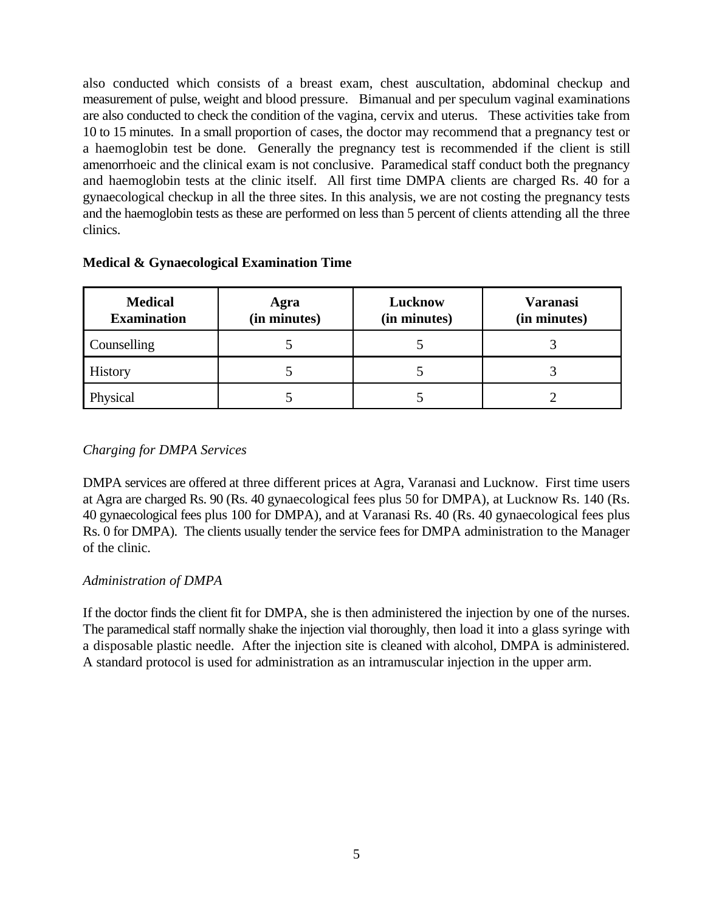also conducted which consists of a breast exam, chest auscultation, abdominal checkup and measurement of pulse, weight and blood pressure. Bimanual and per speculum vaginal examinations are also conducted to check the condition of the vagina, cervix and uterus. These activities take from 10 to 15 minutes. In a small proportion of cases, the doctor may recommend that a pregnancy test or a haemoglobin test be done. Generally the pregnancy test is recommended if the client is still amenorrhoeic and the clinical exam is not conclusive. Paramedical staff conduct both the pregnancy and haemoglobin tests at the clinic itself. All first time DMPA clients are charged Rs. 40 for a gynaecological checkup in all the three sites. In this analysis, we are not costing the pregnancy tests and the haemoglobin tests as these are performed on less than 5 percent of clients attending all the three clinics.

**Medical & Gynaecological Examination Time**

| Medical Examination | Agra (in minutes) | Lucknow (in minutes) | Varanasi (in minutes) |
|---|---|---|---|
| Counselling | 5 | 5 | 3 |
| History | 5 | 5 | 3 |
| Physical | 5 | 5 | 2 |

*Charging for DMPA Services*

DMPA services are offered at three different prices at Agra, Varanasi and Lucknow. First time users at Agra are charged Rs. 90 (Rs. 40 gynaecological fees plus 50 for DMPA), at Lucknow Rs. 140 (Rs. 40 gynaecological fees plus 100 for DMPA), and at Varanasi Rs. 40 (Rs. 40 gynaecological fees plus Rs. 0 for DMPA). The clients usually tender the service fees for DMPA administration to the Manager of the clinic.

*Administration of DMPA*

If the doctor finds the client fit for DMPA, she is then administered the injection by one of the nurses. The paramedical staff normally shake the injection vial thoroughly, then load it into a glass syringe with a disposable plastic needle. After the injection site is cleaned with alcohol, DMPA is administered. A standard protocol is used for administration as an intramuscular injection in the upper arm.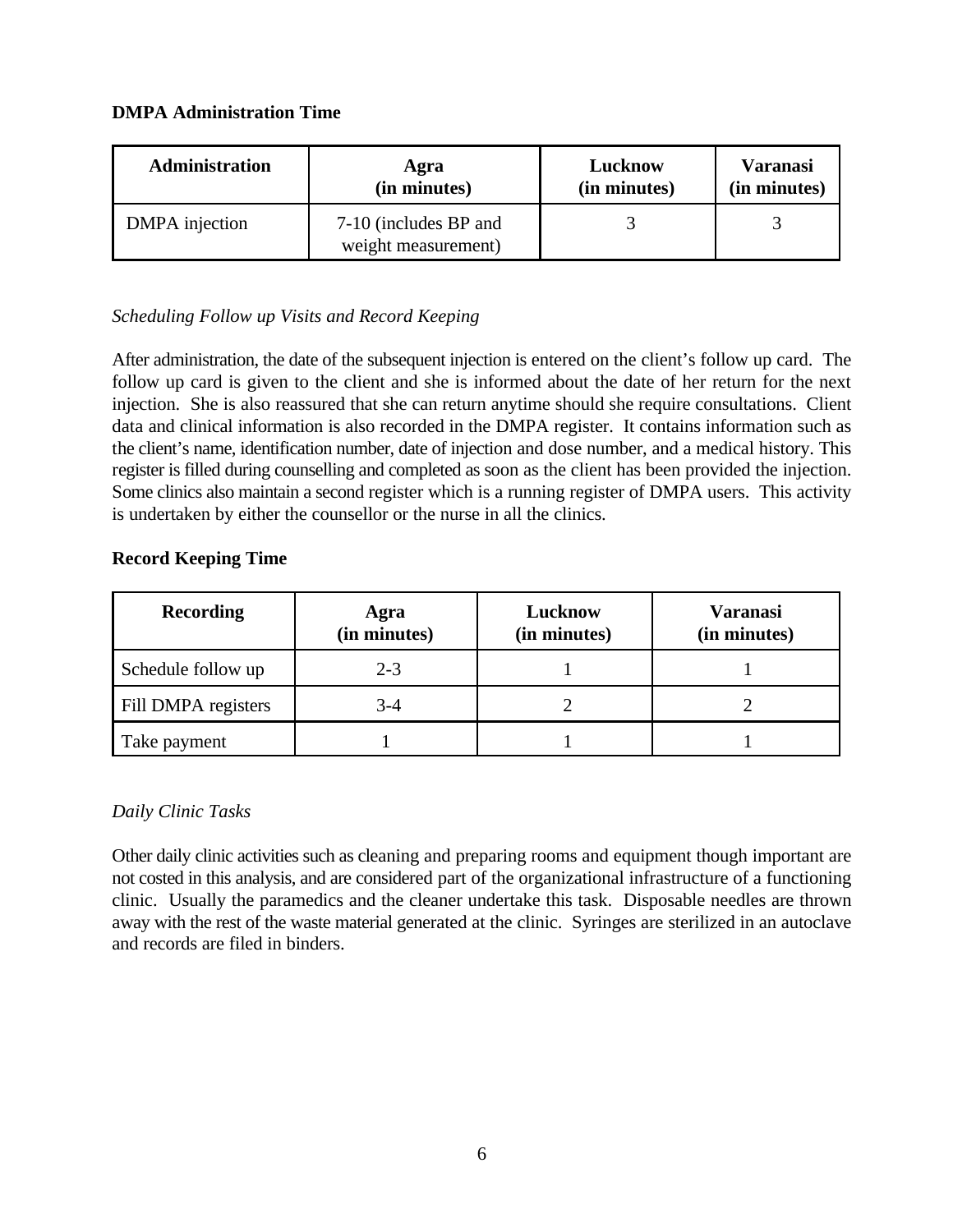**DMPA Administration Time**

| Administration | Agra (in minutes) | Lucknow (in minutes) | Varanasi (in minutes) |
|---|---|---|---|
| DMPA injection | 7-10 (includes BP and weight measurement) | 3 | 3 |

*Scheduling Follow up Visits and Record Keeping*

After administration, the date of the subsequent injection is entered on the client's follow up card. The follow up card is given to the client and she is informed about the date of her return for the next injection. She is also reassured that she can return anytime should she require consultations. Client data and clinical information is also recorded in the DMPA register. It contains information such as the client's name, identification number, date of injection and dose number, and a medical history. This register is filled during counselling and completed as soon as the client has been provided the injection. Some clinics also maintain a second register which is a running register of DMPA users. This activity is undertaken by either the counsellor or the nurse in all the clinics.

**Record Keeping Time**

| Recording | Agra (in minutes) | Lucknow (in minutes) | Varanasi (in minutes) |
|---|---|---|---|
| Schedule follow up | 2-3 | 1 | 1 |
| Fill DMPA registers | 3-4 | 2 | 2 |
| Take payment | 1 | 1 | 1 |

*Daily Clinic Tasks*

Other daily clinic activities such as cleaning and preparing rooms and equipment though important are not costed in this analysis, and are considered part of the organizational infrastructure of a functioning clinic. Usually the paramedics and the cleaner undertake this task. Disposable needles are thrown away with the rest of the waste material generated at the clinic. Syringes are sterilized in an autoclave and records are filed in binders.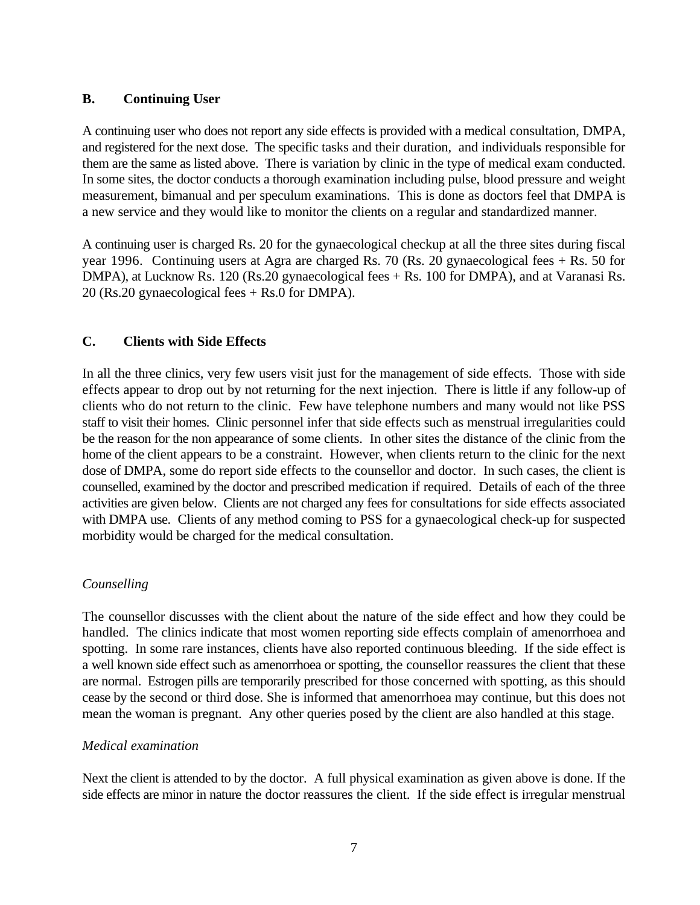## B. Continuing User

A continuing user who does not report any side effects is provided with a medical consultation, DMPA, and registered for the next dose. The specific tasks and their duration, and individuals responsible for them are the same as listed above. There is variation by clinic in the type of medical exam conducted. In some sites, the doctor conducts a thorough examination including pulse, blood pressure and weight measurement, bimanual and per speculum examinations. This is done as doctors feel that DMPA is a new service and they would like to monitor the clients on a regular and standardized manner.

A continuing user is charged Rs. 20 for the gynaecological checkup at all the three sites during fiscal year 1996. Continuing users at Agra are charged Rs. 70 (Rs. 20 gynaecological fees + Rs. 50 for DMPA), at Lucknow Rs. 120 (Rs.20 gynaecological fees + Rs. 100 for DMPA), and at Varanasi Rs. 20 (Rs.20 gynaecological fees + Rs.0 for DMPA).

## C. Clients with Side Effects

In all the three clinics, very few users visit just for the management of side effects. Those with side effects appear to drop out by not returning for the next injection. There is little if any follow-up of clients who do not return to the clinic. Few have telephone numbers and many would not like PSS staff to visit their homes. Clinic personnel infer that side effects such as menstrual irregularities could be the reason for the non appearance of some clients. In other sites the distance of the clinic from the home of the client appears to be a constraint. However, when clients return to the clinic for the next dose of DMPA, some do report side effects to the counsellor and doctor. In such cases, the client is counselled, examined by the doctor and prescribed medication if required. Details of each of the three activities are given below. Clients are not charged any fees for consultations for side effects associated with DMPA use. Clients of any method coming to PSS for a gynaecological check-up for suspected morbidity would be charged for the medical consultation.

*Counselling*

The counsellor discusses with the client about the nature of the side effect and how they could be handled. The clinics indicate that most women reporting side effects complain of amenorrhoea and spotting. In some rare instances, clients have also reported continuous bleeding. If the side effect is a well known side effect such as amenorrhoea or spotting, the counsellor reassures the client that these are normal. Estrogen pills are temporarily prescribed for those concerned with spotting, as this should cease by the second or third dose. She is informed that amenorrhoea may continue, but this does not mean the woman is pregnant. Any other queries posed by the client are also handled at this stage.

*Medical examination*

Next the client is attended to by the doctor. A full physical examination as given above is done. If the side effects are minor in nature the doctor reassures the client. If the side effect is irregular menstrual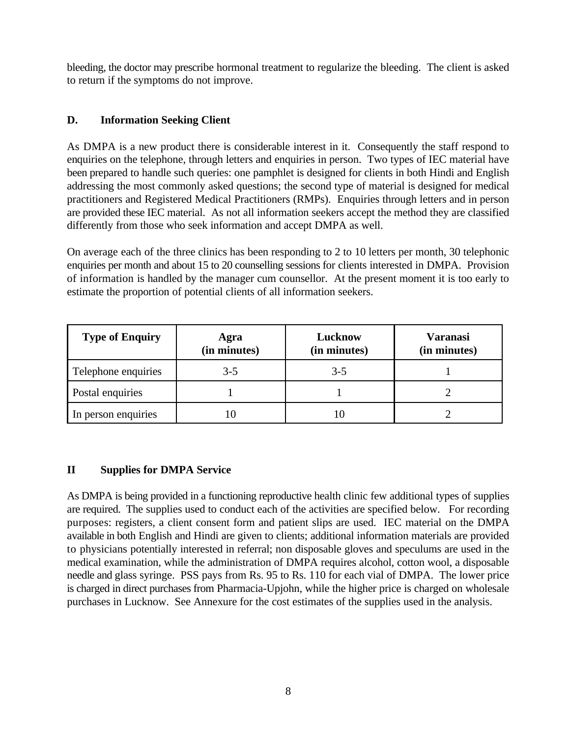bleeding, the doctor may prescribe hormonal treatment to regularize the bleeding. The client is asked to return if the symptoms do not improve.

### D. Information Seeking Client

As DMPA is a new product there is considerable interest in it. Consequently the staff respond to enquiries on the telephone, through letters and enquiries in person. Two types of IEC material have been prepared to handle such queries: one pamphlet is designed for clients in both Hindi and English addressing the most commonly asked questions; the second type of material is designed for medical practitioners and Registered Medical Practitioners (RMPs). Enquiries through letters and in person are provided these IEC material. As not all information seekers accept the method they are classified differently from those who seek information and accept DMPA as well.

On average each of the three clinics has been responding to 2 to 10 letters per month, 30 telephonic enquiries per month and about 15 to 20 counselling sessions for clients interested in DMPA. Provision of information is handled by the manager cum counsellor. At the present moment it is too early to estimate the proportion of potential clients of all information seekers.

| Type of Enquiry | Agra (in minutes) | Lucknow (in minutes) | Varanasi (in minutes) |
|---|---|---|---|
| Telephone enquiries | 3-5 | 3-5 | 1 |
| Postal enquiries | 1 | 1 | 2 |
| In person enquiries | 10 | 10 | 2 |

## II Supplies for DMPA Service

As DMPA is being provided in a functioning reproductive health clinic few additional types of supplies are required. The supplies used to conduct each of the activities are specified below. For recording purposes: registers, a client consent form and patient slips are used. IEC material on the DMPA available in both English and Hindi are given to clients; additional information materials are provided to physicians potentially interested in referral; non disposable gloves and speculums are used in the medical examination, while the administration of DMPA requires alcohol, cotton wool, a disposable needle and glass syringe. PSS pays from Rs. 95 to Rs. 110 for each vial of DMPA. The lower price is charged in direct purchases from Pharmacia-Upjohn, while the higher price is charged on wholesale purchases in Lucknow. See Annexure for the cost estimates of the supplies used in the analysis.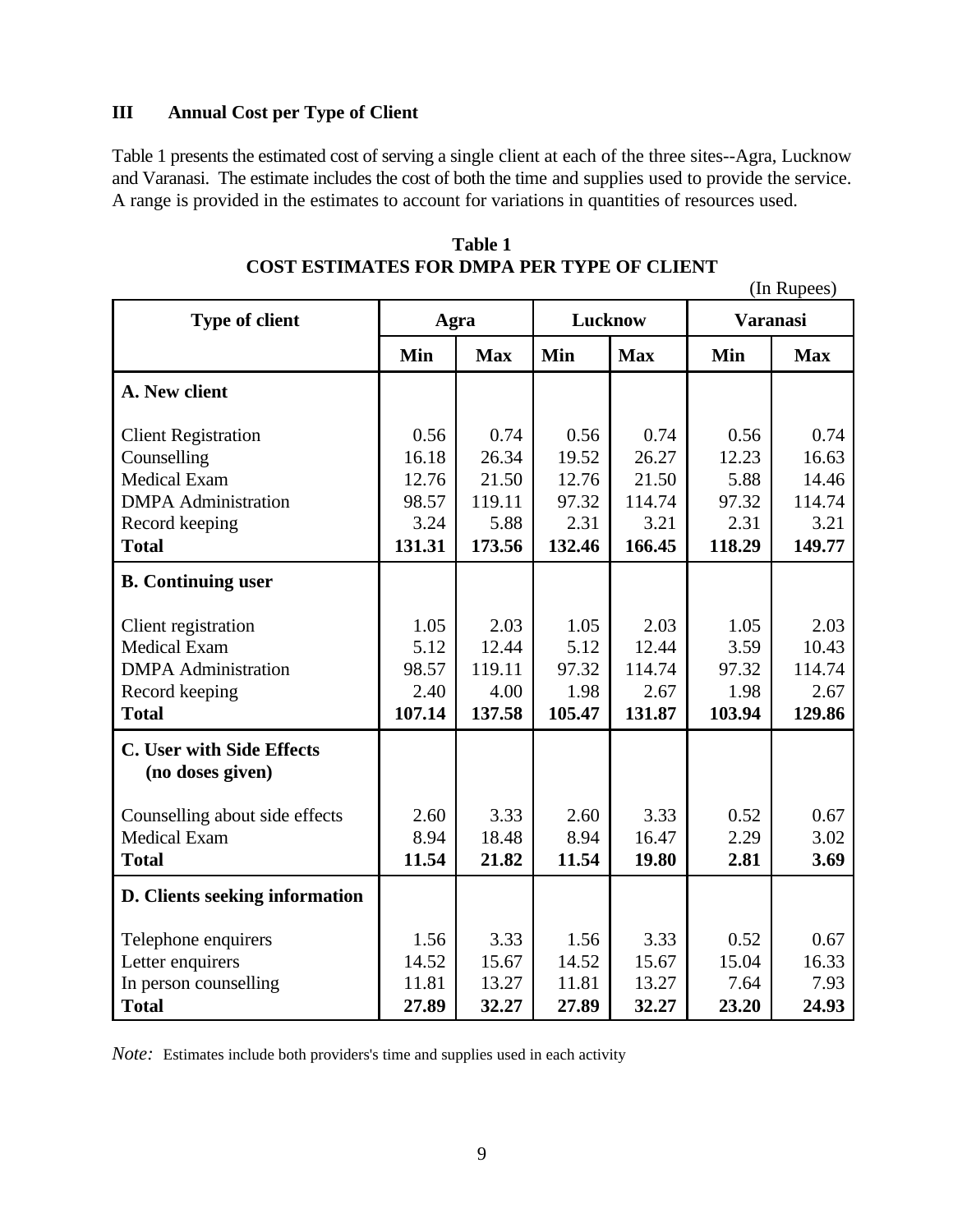## III Annual Cost per Type of Client

Table 1 presents the estimated cost of serving a single client at each of the three sites--Agra, Lucknow and Varanasi. The estimate includes the cost of both the time and supplies used to provide the service. A range is provided in the estimates to account for variations in quantities of resources used.

**Table 1**
**COST ESTIMATES FOR DMPA PER TYPE OF CLIENT**

(In Rupees)

| Type of client | Agra | | Lucknow | | Varanasi | |
|---|---|---|---|---|---|---|
| | **Min** | **Max** | **Min** | **Max** | **Min** | **Max** |
| **A. New client** | | | | | | |
| Client Registration | 0.56 | 0.74 | 0.56 | 0.74 | 0.56 | 0.74 |
| Counselling | 16.18 | 26.34 | 19.52 | 26.27 | 12.23 | 16.63 |
| Medical Exam | 12.76 | 21.50 | 12.76 | 21.50 | 5.88 | 14.46 |
| DMPA Administration | 98.57 | 119.11 | 97.32 | 114.74 | 97.32 | 114.74 |
| Record keeping | 3.24 | 5.88 | 2.31 | 3.21 | 2.31 | 3.21 |
| **Total** | **131.31** | **173.56** | **132.46** | **166.45** | **118.29** | **149.77** |
| **B. Continuing user** | | | | | | |
| Client registration | 1.05 | 2.03 | 1.05 | 2.03 | 1.05 | 2.03 |
| Medical Exam | 5.12 | 12.44 | 5.12 | 12.44 | 3.59 | 10.43 |
| DMPA Administration | 98.57 | 119.11 | 97.32 | 114.74 | 97.32 | 114.74 |
| Record keeping | 2.40 | 4.00 | 1.98 | 2.67 | 1.98 | 2.67 |
| **Total** | **107.14** | **137.58** | **105.47** | **131.87** | **103.94** | **129.86** |
| **C. User with Side Effects (no doses given)** | | | | | | |
| Counselling about side effects | 2.60 | 3.33 | 2.60 | 3.33 | 0.52 | 0.67 |
| Medical Exam | 8.94 | 18.48 | 8.94 | 16.47 | 2.29 | 3.02 |
| **Total** | **11.54** | **21.82** | **11.54** | **19.80** | **2.81** | **3.69** |
| **D. Clients seeking information** | | | | | | |
| Telephone enquirers | 1.56 | 3.33 | 1.56 | 3.33 | 0.52 | 0.67 |
| Letter enquirers | 14.52 | 15.67 | 14.52 | 15.67 | 15.04 | 16.33 |
| In person counselling | 11.81 | 13.27 | 11.81 | 13.27 | 7.64 | 7.93 |
| **Total** | **27.89** | **32.27** | **27.89** | **32.27** | **23.20** | **24.93** |

*Note:* Estimates include both providers's time and supplies used in each activity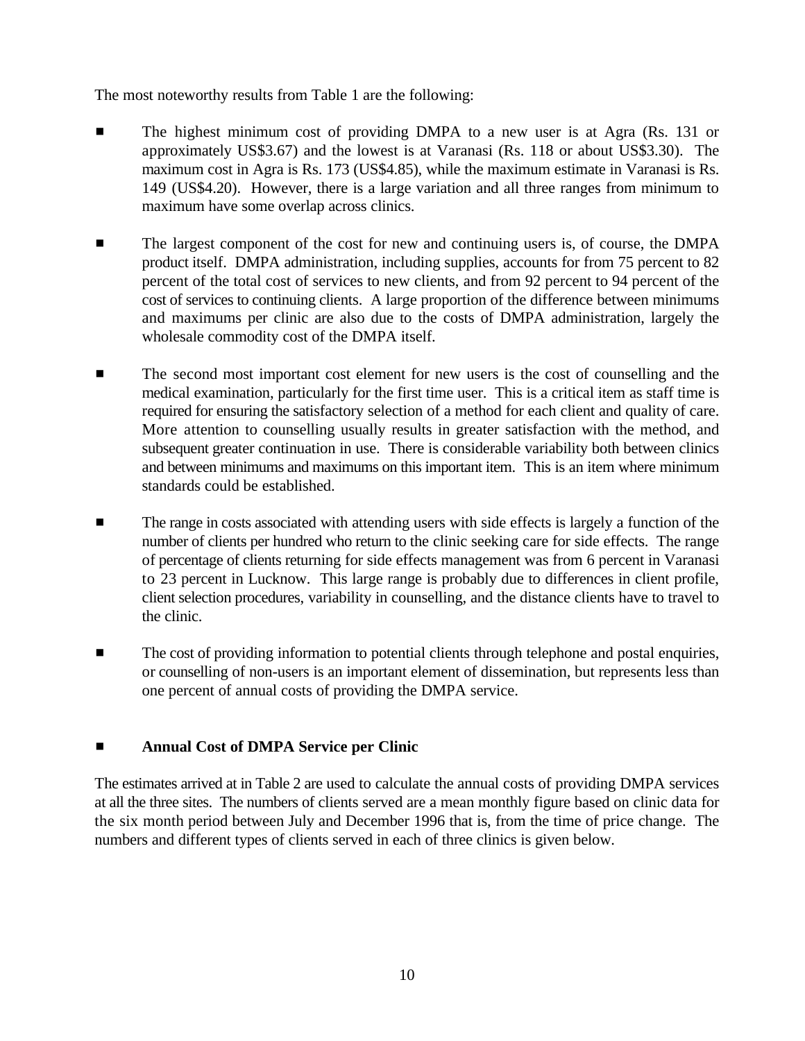The most noteworthy results from Table 1 are the following:

- The highest minimum cost of providing DMPA to a new user is at Agra (Rs. 131 or approximately US$3.67) and the lowest is at Varanasi (Rs. 118 or about US$3.30). The maximum cost in Agra is Rs. 173 (US$4.85), while the maximum estimate in Varanasi is Rs. 149 (US$4.20). However, there is a large variation and all three ranges from minimum to maximum have some overlap across clinics.

- The largest component of the cost for new and continuing users is, of course, the DMPA product itself. DMPA administration, including supplies, accounts for from 75 percent to 82 percent of the total cost of services to new clients, and from 92 percent to 94 percent of the cost of services to continuing clients. A large proportion of the difference between minimums and maximums per clinic are also due to the costs of DMPA administration, largely the wholesale commodity cost of the DMPA itself.

- The second most important cost element for new users is the cost of counselling and the medical examination, particularly for the first time user. This is a critical item as staff time is required for ensuring the satisfactory selection of a method for each client and quality of care. More attention to counselling usually results in greater satisfaction with the method, and subsequent greater continuation in use. There is considerable variability both between clinics and between minimums and maximums on this important item. This is an item where minimum standards could be established.

- The range in costs associated with attending users with side effects is largely a function of the number of clients per hundred who return to the clinic seeking care for side effects. The range of percentage of clients returning for side effects management was from 6 percent in Varanasi to 23 percent in Lucknow. This large range is probably due to differences in client profile, client selection procedures, variability in counselling, and the distance clients have to travel to the clinic.

- The cost of providing information to potential clients through telephone and postal enquiries, or counselling of non-users is an important element of dissemination, but represents less than one percent of annual costs of providing the DMPA service.

- **Annual Cost of DMPA Service per Clinic**

The estimates arrived at in Table 2 are used to calculate the annual costs of providing DMPA services at all the three sites. The numbers of clients served are a mean monthly figure based on clinic data for the six month period between July and December 1996 that is, from the time of price change. The numbers and different types of clients served in each of three clinics is given below.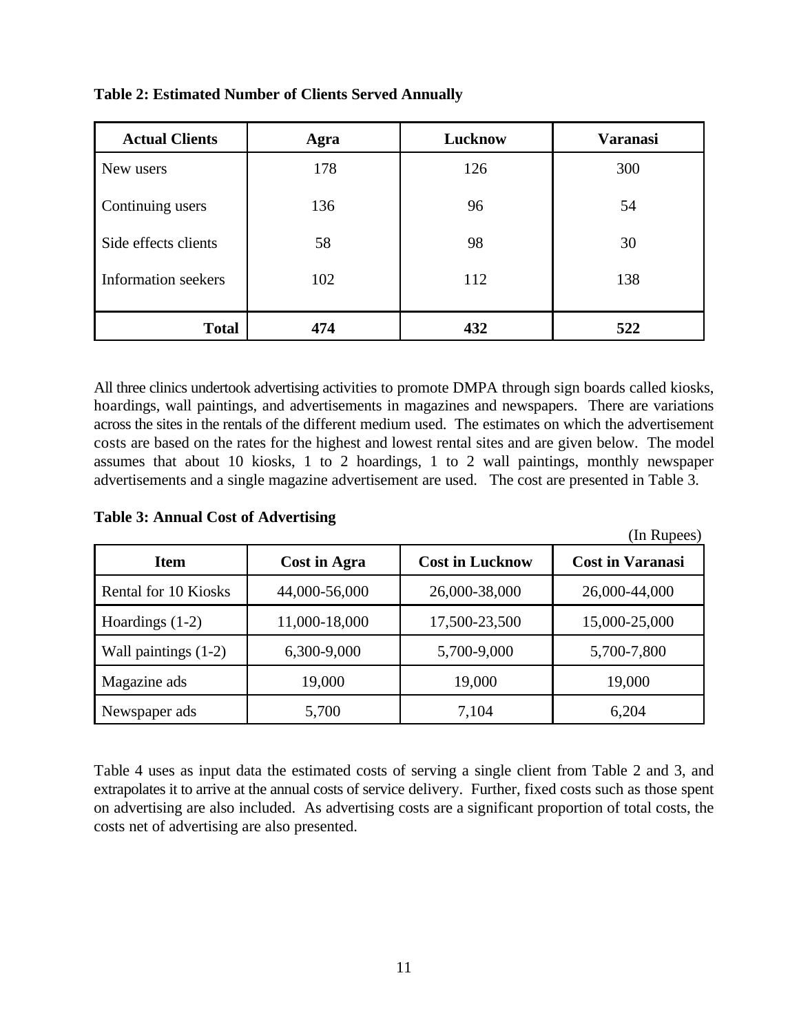**Table 2: Estimated Number of Clients Served Annually**

| Actual Clients | Agra | Lucknow | Varanasi |
|---|---|---|---|
| New users | 178 | 126 | 300 |
| Continuing users | 136 | 96 | 54 |
| Side effects clients | 58 | 98 | 30 |
| Information seekers | 102 | 112 | 138 |
| **Total** | **474** | **432** | **522** |

All three clinics undertook advertising activities to promote DMPA through sign boards called kiosks, hoardings, wall paintings, and advertisements in magazines and newspapers. There are variations across the sites in the rentals of the different medium used. The estimates on which the advertisement costs are based on the rates for the highest and lowest rental sites and are given below. The model assumes that about 10 kiosks, 1 to 2 hoardings, 1 to 2 wall paintings, monthly newspaper advertisements and a single magazine advertisement are used. The cost are presented in Table 3.

**Table 3: Annual Cost of Advertising**

(In Rupees)

| Item | Cost in Agra | Cost in Lucknow | Cost in Varanasi |
|---|---|---|---|
| Rental for 10 Kiosks | 44,000-56,000 | 26,000-38,000 | 26,000-44,000 |
| Hoardings (1-2) | 11,000-18,000 | 17,500-23,500 | 15,000-25,000 |
| Wall paintings (1-2) | 6,300-9,000 | 5,700-9,000 | 5,700-7,800 |
| Magazine ads | 19,000 | 19,000 | 19,000 |
| Newspaper ads | 5,700 | 7,104 | 6,204 |

Table 4 uses as input data the estimated costs of serving a single client from Table 2 and 3, and extrapolates it to arrive at the annual costs of service delivery. Further, fixed costs such as those spent on advertising are also included. As advertising costs are a significant proportion of total costs, the costs net of advertising are also presented.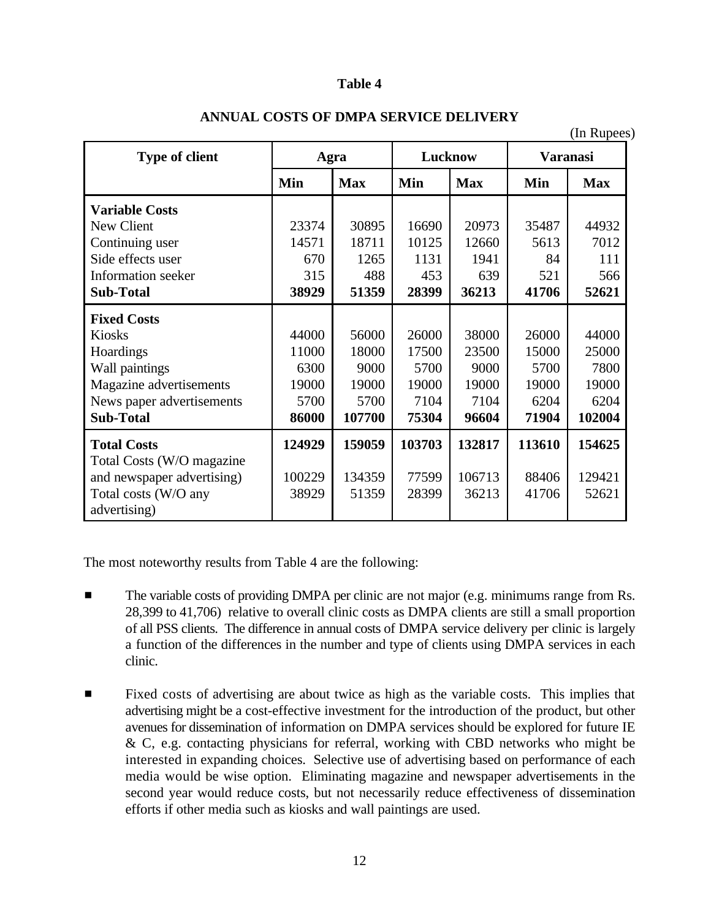**Table 4**

**ANNUAL COSTS OF DMPA SERVICE DELIVERY**

(In Rupees)

| Type of client | Agra | | Lucknow | | Varanasi | |
|---|---|---|---|---|---|---|
| | **Min** | **Max** | **Min** | **Max** | **Min** | **Max** |
| **Variable Costs** | | | | | | |
| New Client | 23374 | 30895 | 16690 | 20973 | 35487 | 44932 |
| Continuing user | 14571 | 18711 | 10125 | 12660 | 5613 | 7012 |
| Side effects user | 670 | 1265 | 1131 | 1941 | 84 | 111 |
| Information seeker | 315 | 488 | 453 | 639 | 521 | 566 |
| **Sub-Total** | **38929** | **51359** | **28399** | **36213** | **41706** | **52621** |
| **Fixed Costs** | | | | | | |
| Kiosks | 44000 | 56000 | 26000 | 38000 | 26000 | 44000 |
| Hoardings | 11000 | 18000 | 17500 | 23500 | 15000 | 25000 |
| Wall paintings | 6300 | 9000 | 5700 | 9000 | 5700 | 7800 |
| Magazine advertisements | 19000 | 19000 | 19000 | 19000 | 19000 | 19000 |
| News paper advertisements | 5700 | 5700 | 7104 | 7104 | 6204 | 6204 |
| **Sub-Total** | **86000** | **107700** | **75304** | **96604** | **71904** | **102004** |
| **Total Costs** | **124929** | **159059** | **103703** | **132817** | **113610** | **154625** |
| Total Costs (W/O magazine and newspaper advertising) | 100229 | 134359 | 77599 | 106713 | 88406 | 129421 |
| Total costs (W/O any advertising) | 38929 | 51359 | 28399 | 36213 | 41706 | 52621 |

The most noteworthy results from Table 4 are the following:

- The variable costs of providing DMPA per clinic are not major (e.g. minimums range from Rs. 28,399 to 41,706) relative to overall clinic costs as DMPA clients are still a small proportion of all PSS clients. The difference in annual costs of DMPA service delivery per clinic is largely a function of the differences in the number and type of clients using DMPA services in each clinic.

- Fixed costs of advertising are about twice as high as the variable costs. This implies that advertising might be a cost-effective investment for the introduction of the product, but other avenues for dissemination of information on DMPA services should be explored for future IE & C, e.g. contacting physicians for referral, working with CBD networks who might be interested in expanding choices. Selective use of advertising based on performance of each media would be wise option. Eliminating magazine and newspaper advertisements in the second year would reduce costs, but not necessarily reduce effectiveness of dissemination efforts if other media such as kiosks and wall paintings are used.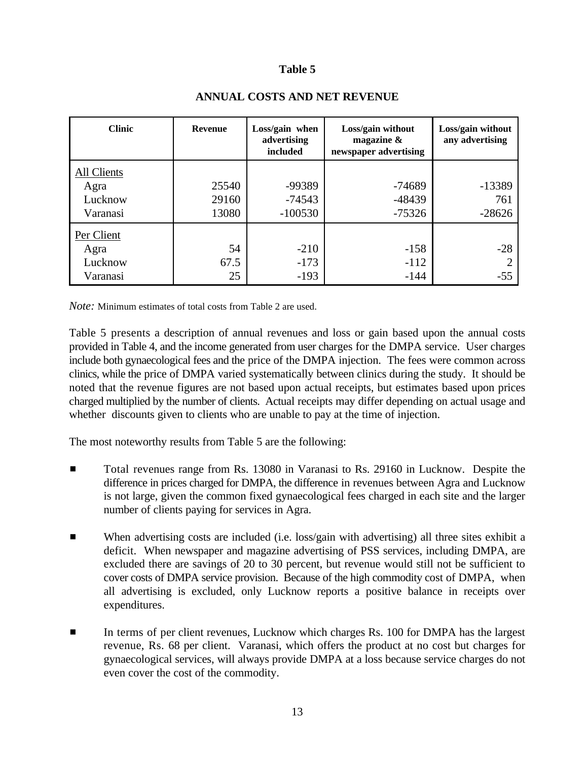**Table 5**

**ANNUAL COSTS AND NET REVENUE**

| Clinic | Revenue | Loss/gain when advertising included | Loss/gain without magazine & newspaper advertising | Loss/gain without any advertising |
|---|---|---|---|---|
| All Clients | | | | |
| Agra | 25540 | -99389 | -74689 | -13389 |
| Lucknow | 29160 | -74543 | -48439 | 761 |
| Varanasi | 13080 | -100530 | -75326 | -28626 |
| Per Client | | | | |
| Agra | 54 | -210 | -158 | -28 |
| Lucknow | 67.5 | -173 | -112 | 2 |
| Varanasi | 25 | -193 | -144 | -55 |

*Note:* Minimum estimates of total costs from Table 2 are used.

Table 5 presents a description of annual revenues and loss or gain based upon the annual costs provided in Table 4, and the income generated from user charges for the DMPA service. User charges include both gynaecological fees and the price of the DMPA injection. The fees were common across clinics, while the price of DMPA varied systematically between clinics during the study. It should be noted that the revenue figures are not based upon actual receipts, but estimates based upon prices charged multiplied by the number of clients. Actual receipts may differ depending on actual usage and whether discounts given to clients who are unable to pay at the time of injection.

The most noteworthy results from Table 5 are the following:

- Total revenues range from Rs. 13080 in Varanasi to Rs. 29160 in Lucknow. Despite the difference in prices charged for DMPA, the difference in revenues between Agra and Lucknow is not large, given the common fixed gynaecological fees charged in each site and the larger number of clients paying for services in Agra.

- When advertising costs are included (i.e. loss/gain with advertising) all three sites exhibit a deficit. When newspaper and magazine advertising of PSS services, including DMPA, are excluded there are savings of 20 to 30 percent, but revenue would still not be sufficient to cover costs of DMPA service provision. Because of the high commodity cost of DMPA, when all advertising is excluded, only Lucknow reports a positive balance in receipts over expenditures.

- In terms of per client revenues, Lucknow which charges Rs. 100 for DMPA has the largest revenue, Rs. 68 per client. Varanasi, which offers the product at no cost but charges for gynaecological services, will always provide DMPA at a loss because service charges do not even cover the cost of the commodity.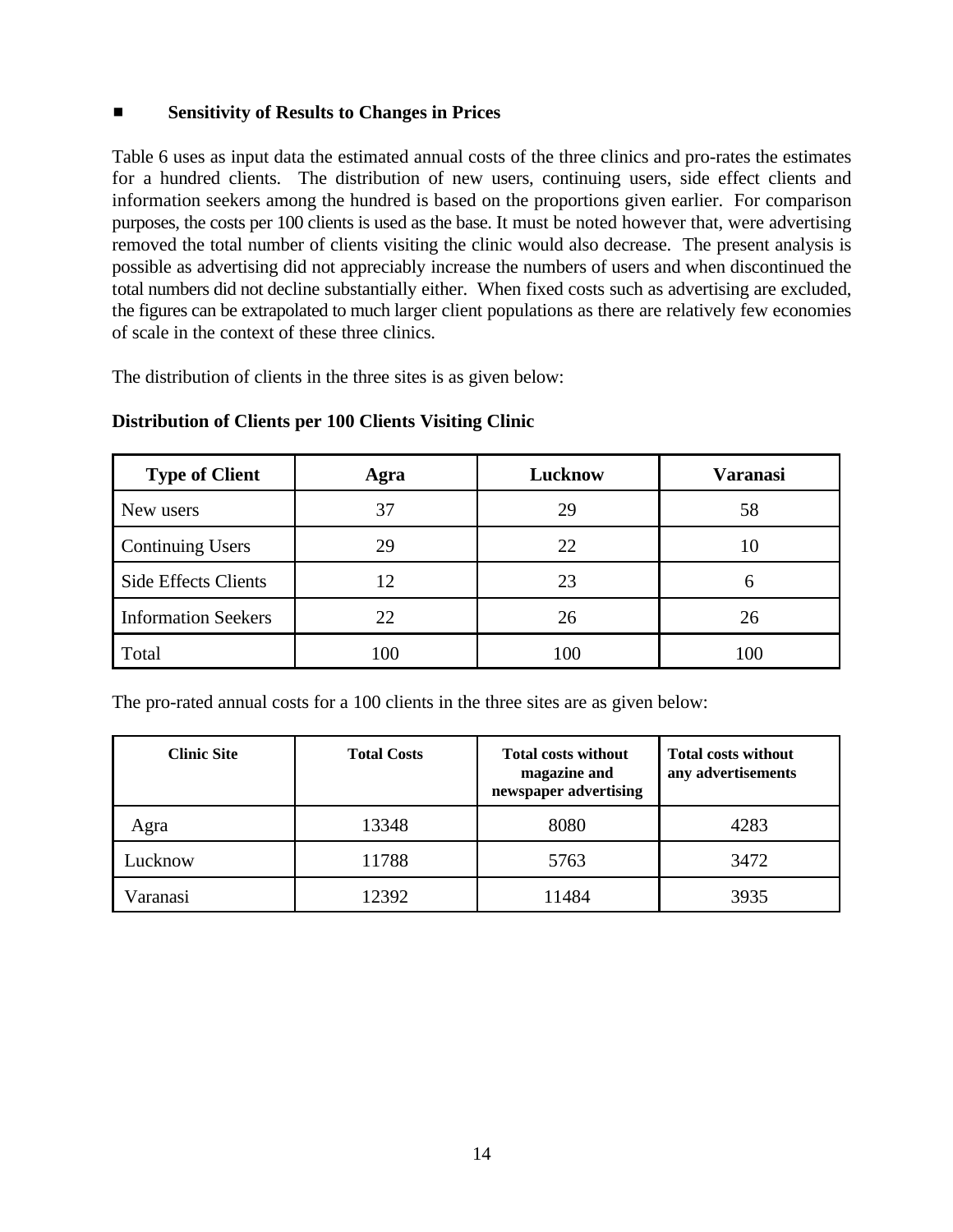■ **Sensitivity of Results to Changes in Prices**

Table 6 uses as input data the estimated annual costs of the three clinics and pro-rates the estimates for a hundred clients. The distribution of new users, continuing users, side effect clients and information seekers among the hundred is based on the proportions given earlier. For comparison purposes, the costs per 100 clients is used as the base. It must be noted however that, were advertising removed the total number of clients visiting the clinic would also decrease. The present analysis is possible as advertising did not appreciably increase the numbers of users and when discontinued the total numbers did not decline substantially either. When fixed costs such as advertising are excluded, the figures can be extrapolated to much larger client populations as there are relatively few economies of scale in the context of these three clinics.

The distribution of clients in the three sites is as given below:

**Distribution of Clients per 100 Clients Visiting Clinic**

| Type of Client | Agra | Lucknow | Varanasi |
|---|---|---|---|
| New users | 37 | 29 | 58 |
| Continuing Users | 29 | 22 | 10 |
| Side Effects Clients | 12 | 23 | 6 |
| Information Seekers | 22 | 26 | 26 |
| Total | 100 | 100 | 100 |

The pro-rated annual costs for a 100 clients in the three sites are as given below:

| Clinic Site | Total Costs | Total costs without magazine and newspaper advertising | Total costs without any advertisements |
|---|---|---|---|
| Agra | 13348 | 8080 | 4283 |
| Lucknow | 11788 | 5763 | 3472 |
| Varanasi | 12392 | 11484 | 3935 |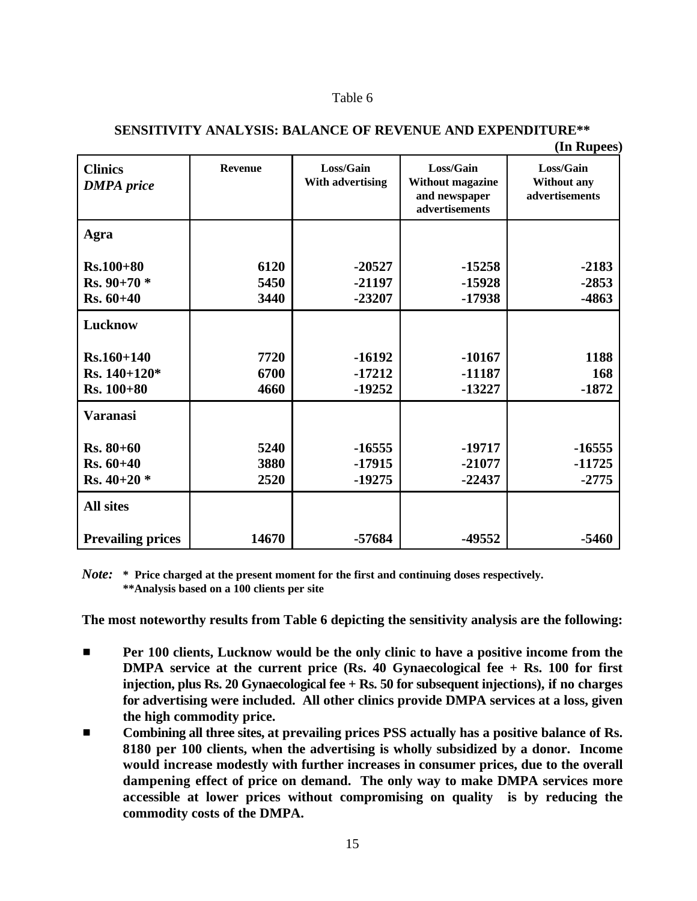Table 6

**SENSITIVITY ANALYSIS: BALANCE OF REVENUE AND EXPENDITURE****

**(In Rupees)**

| **Clinics** *DMPA price* | **Revenue** | **Loss/Gain With advertising** | **Loss/Gain Without magazine and newspaper advertisements** | **Loss/Gain Without any advertisements** |
|---|---|---|---|---|
| **Agra** | | | | |
| **Rs.100+80** | **6120** | **-20527** | **-15258** | **-2183** |
| **Rs. 90+70 *** | **5450** | **-21197** | **-15928** | **-2853** |
| **Rs. 60+40** | **3440** | **-23207** | **-17938** | **-4863** |
| **Lucknow** | | | | |
| **Rs.160+140** | **7720** | **-16192** | **-10167** | **1188** |
| **Rs. 140+120*** | **6700** | **-17212** | **-11187** | **168** |
| **Rs. 100+80** | **4660** | **-19252** | **-13227** | **-1872** |
| **Varanasi** | | | | |
| **Rs. 80+60** | **5240** | **-16555** | **-19717** | **-16555** |
| **Rs. 60+40** | **3880** | **-17915** | **-21077** | **-11725** |
| **Rs. 40+20 *** | **2520** | **-19275** | **-22437** | **-2775** |
| **All sites** | | | | |
| **Prevailing prices** | **14670** | **-57684** | **-49552** | **-5460** |

*Note:* **\* Price charged at the present moment for the first and continuing doses respectively.**
**\*\*Analysis based on a 100 clients per site**

**The most noteworthy results from Table 6 depicting the sensitivity analysis are the following:**

- **Per 100 clients, Lucknow would be the only clinic to have a positive income from the DMPA service at the current price (Rs. 40 Gynaecological fee + Rs. 100 for first injection, plus Rs. 20 Gynaecological fee + Rs. 50 for subsequent injections), if no charges for advertising were included. All other clinics provide DMPA services at a loss, given the high commodity price.**
- **Combining all three sites, at prevailing prices PSS actually has a positive balance of Rs. 8180 per 100 clients, when the advertising is wholly subsidized by a donor. Income would increase modestly with further increases in consumer prices, due to the overall dampening effect of price on demand. The only way to make DMPA services more accessible at lower prices without compromising on quality is by reducing the commodity costs of the DMPA.**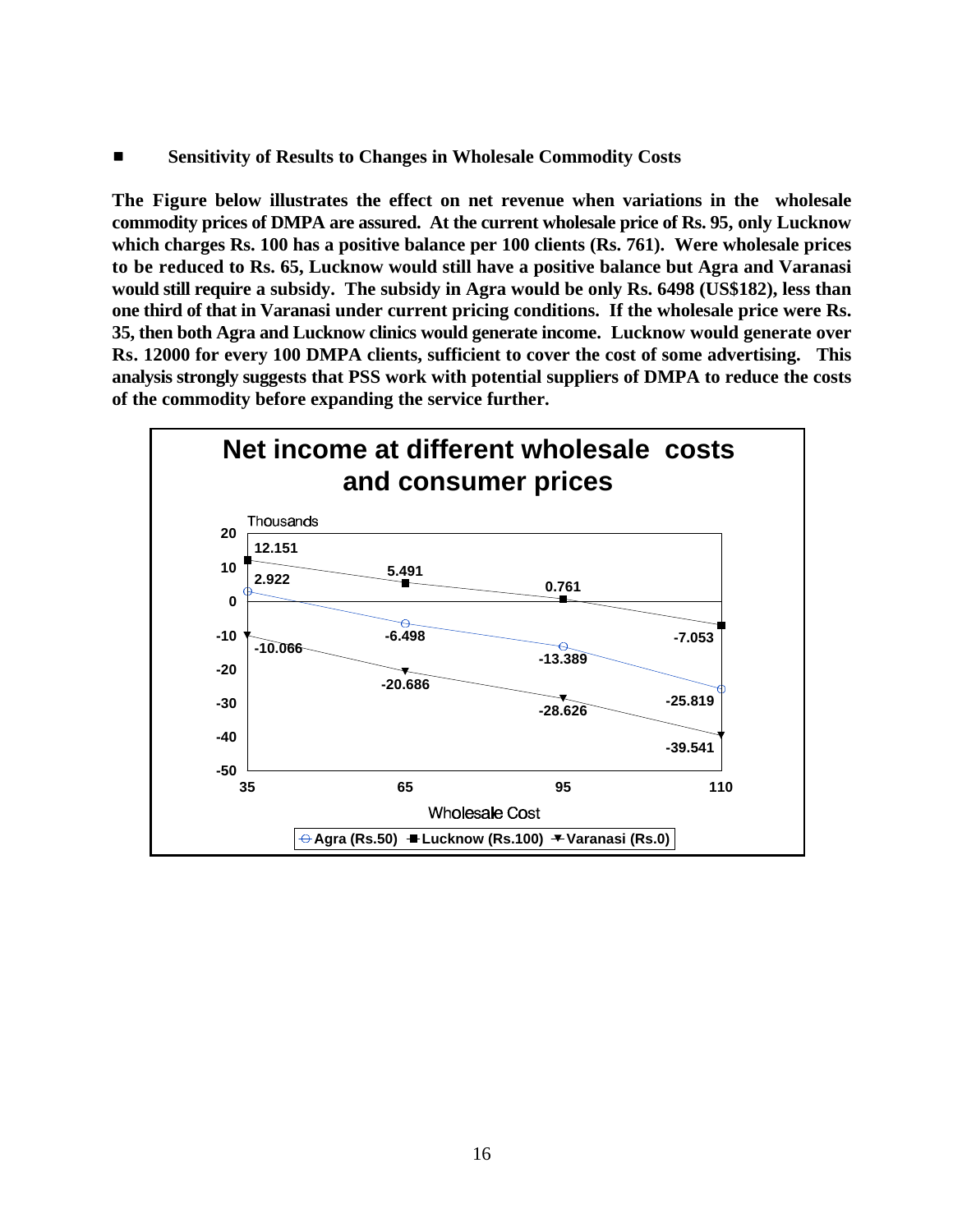- **Sensitivity of Results to Changes in Wholesale Commodity Costs**

**The Figure below illustrates the effect on net revenue when variations in the wholesale commodity prices of DMPA are assured. At the current wholesale price of Rs. 95, only Lucknow which charges Rs. 100 has a positive balance per 100 clients (Rs. 761). Were wholesale prices to be reduced to Rs. 65, Lucknow would still have a positive balance but Agra and Varanasi would still require a subsidy. The subsidy in Agra would be only Rs. 6498 (US$182), less than one third of that in Varanasi under current pricing conditions. If the wholesale price were Rs. 35, then both Agra and Lucknow clinics would generate income. Lucknow would generate over Rs. 12000 for every 100 DMPA clients, sufficient to cover the cost of some advertising. This analysis strongly suggests that PSS work with potential suppliers of DMPA to reduce the costs of the commodity before expanding the service further.**

**Net income at different wholesale costs and consumer prices**

Net income (Thousands)

| Wholesale Cost | Agra (Rs.50) | Lucknow (Rs.100) | Varanasi (Rs.0) |
|---|---|---|---|
| 35 | 2.922 | 12.151 | -10.066 |
| 65 | -6.498 | 5.491 | -20.686 |
| 95 | -13.389 | 0.761 | -28.626 |
| 110 | -25.819 | -7.053 | -39.541 |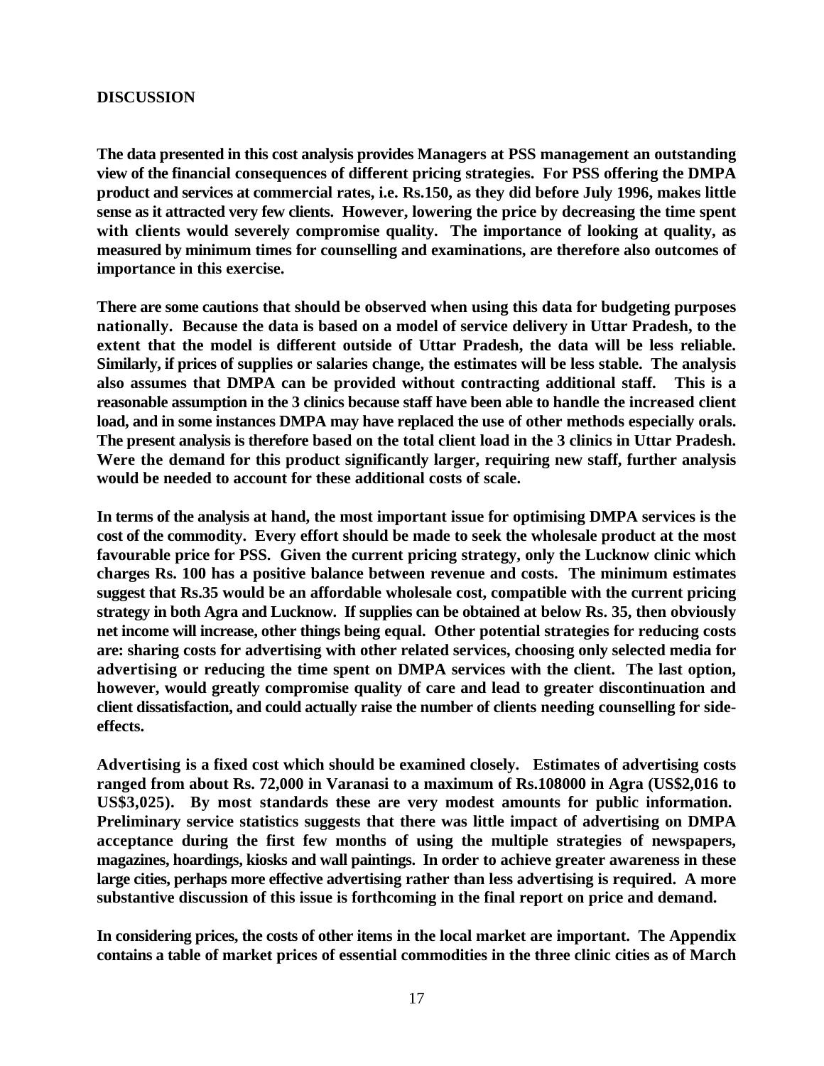# DISCUSSION

**The data presented in this cost analysis provides Managers at PSS management an outstanding view of the financial consequences of different pricing strategies. For PSS offering the DMPA product and services at commercial rates, i.e. Rs.150, as they did before July 1996, makes little sense as it attracted very few clients. However, lowering the price by decreasing the time spent with clients would severely compromise quality. The importance of looking at quality, as measured by minimum times for counselling and examinations, are therefore also outcomes of importance in this exercise.**

**There are some cautions that should be observed when using this data for budgeting purposes nationally. Because the data is based on a model of service delivery in Uttar Pradesh, to the extent that the model is different outside of Uttar Pradesh, the data will be less reliable. Similarly, if prices of supplies or salaries change, the estimates will be less stable. The analysis also assumes that DMPA can be provided without contracting additional staff. This is a reasonable assumption in the 3 clinics because staff have been able to handle the increased client load, and in some instances DMPA may have replaced the use of other methods especially orals. The present analysis is therefore based on the total client load in the 3 clinics in Uttar Pradesh. Were the demand for this product significantly larger, requiring new staff, further analysis would be needed to account for these additional costs of scale.**

**In terms of the analysis at hand, the most important issue for optimising DMPA services is the cost of the commodity. Every effort should be made to seek the wholesale product at the most favourable price for PSS. Given the current pricing strategy, only the Lucknow clinic which charges Rs. 100 has a positive balance between revenue and costs. The minimum estimates suggest that Rs.35 would be an affordable wholesale cost, compatible with the current pricing strategy in both Agra and Lucknow. If supplies can be obtained at below Rs. 35, then obviously net income will increase, other things being equal. Other potential strategies for reducing costs are: sharing costs for advertising with other related services, choosing only selected media for advertising or reducing the time spent on DMPA services with the client. The last option, however, would greatly compromise quality of care and lead to greater discontinuation and client dissatisfaction, and could actually raise the number of clients needing counselling for side-effects.**

**Advertising is a fixed cost which should be examined closely. Estimates of advertising costs ranged from about Rs. 72,000 in Varanasi to a maximum of Rs.108000 in Agra (US$2,016 to US$3,025). By most standards these are very modest amounts for public information. Preliminary service statistics suggests that there was little impact of advertising on DMPA acceptance during the first few months of using the multiple strategies of newspapers, magazines, hoardings, kiosks and wall paintings. In order to achieve greater awareness in these large cities, perhaps more effective advertising rather than less advertising is required. A more substantive discussion of this issue is forthcoming in the final report on price and demand.**

**In considering prices, the costs of other items in the local market are important. The Appendix contains a table of market prices of essential commodities in the three clinic cities as of March**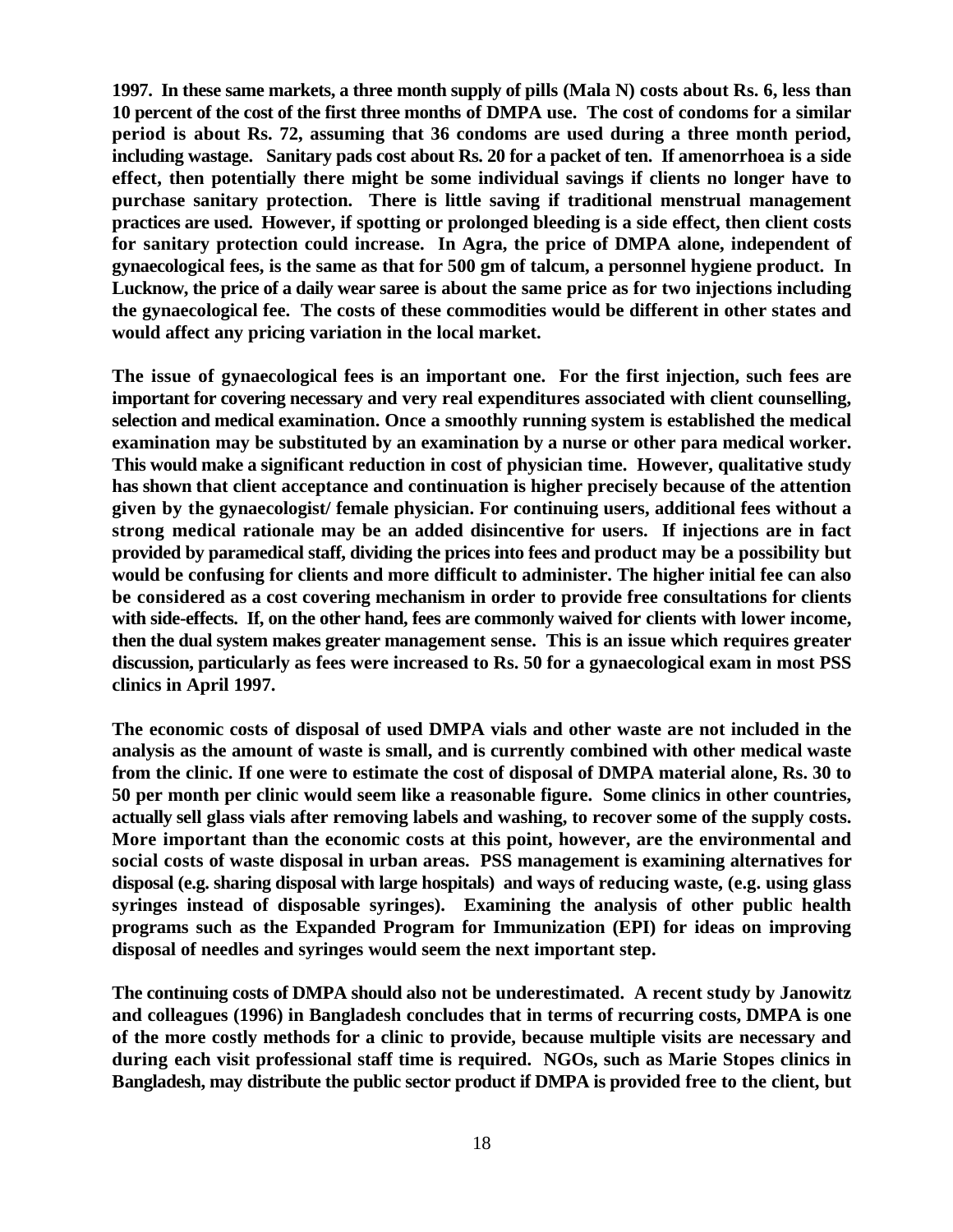1997. In these same markets, a three month supply of pills (Mala N) costs about Rs. 6, less than 10 percent of the cost of the first three months of DMPA use. The cost of condoms for a similar period is about Rs. 72, assuming that 36 condoms are used during a three month period, including wastage. Sanitary pads cost about Rs. 20 for a packet of ten. If amenorrhoea is a side effect, then potentially there might be some individual savings if clients no longer have to purchase sanitary protection. There is little saving if traditional menstrual management practices are used. However, if spotting or prolonged bleeding is a side effect, then client costs for sanitary protection could increase. In Agra, the price of DMPA alone, independent of gynaecological fees, is the same as that for 500 gm of talcum, a personnel hygiene product. In Lucknow, the price of a daily wear saree is about the same price as for two injections including the gynaecological fee. The costs of these commodities would be different in other states and would affect any pricing variation in the local market.

The issue of gynaecological fees is an important one. For the first injection, such fees are important for covering necessary and very real expenditures associated with client counselling, selection and medical examination. Once a smoothly running system is established the medical examination may be substituted by an examination by a nurse or other para medical worker. This would make a significant reduction in cost of physician time. However, qualitative study has shown that client acceptance and continuation is higher precisely because of the attention given by the gynaecologist/ female physician. For continuing users, additional fees without a strong medical rationale may be an added disincentive for users. If injections are in fact provided by paramedical staff, dividing the prices into fees and product may be a possibility but would be confusing for clients and more difficult to administer. The higher initial fee can also be considered as a cost covering mechanism in order to provide free consultations for clients with side-effects. If, on the other hand, fees are commonly waived for clients with lower income, then the dual system makes greater management sense. This is an issue which requires greater discussion, particularly as fees were increased to Rs. 50 for a gynaecological exam in most PSS clinics in April 1997.

The economic costs of disposal of used DMPA vials and other waste are not included in the analysis as the amount of waste is small, and is currently combined with other medical waste from the clinic. If one were to estimate the cost of disposal of DMPA material alone, Rs. 30 to 50 per month per clinic would seem like a reasonable figure. Some clinics in other countries, actually sell glass vials after removing labels and washing, to recover some of the supply costs. More important than the economic costs at this point, however, are the environmental and social costs of waste disposal in urban areas. PSS management is examining alternatives for disposal (e.g. sharing disposal with large hospitals) and ways of reducing waste, (e.g. using glass syringes instead of disposable syringes). Examining the analysis of other public health programs such as the Expanded Program for Immunization (EPI) for ideas on improving disposal of needles and syringes would seem the next important step.

The continuing costs of DMPA should also not be underestimated. A recent study by Janowitz and colleagues (1996) in Bangladesh concludes that in terms of recurring costs, DMPA is one of the more costly methods for a clinic to provide, because multiple visits are necessary and during each visit professional staff time is required. NGOs, such as Marie Stopes clinics in Bangladesh, may distribute the public sector product if DMPA is provided free to the client, but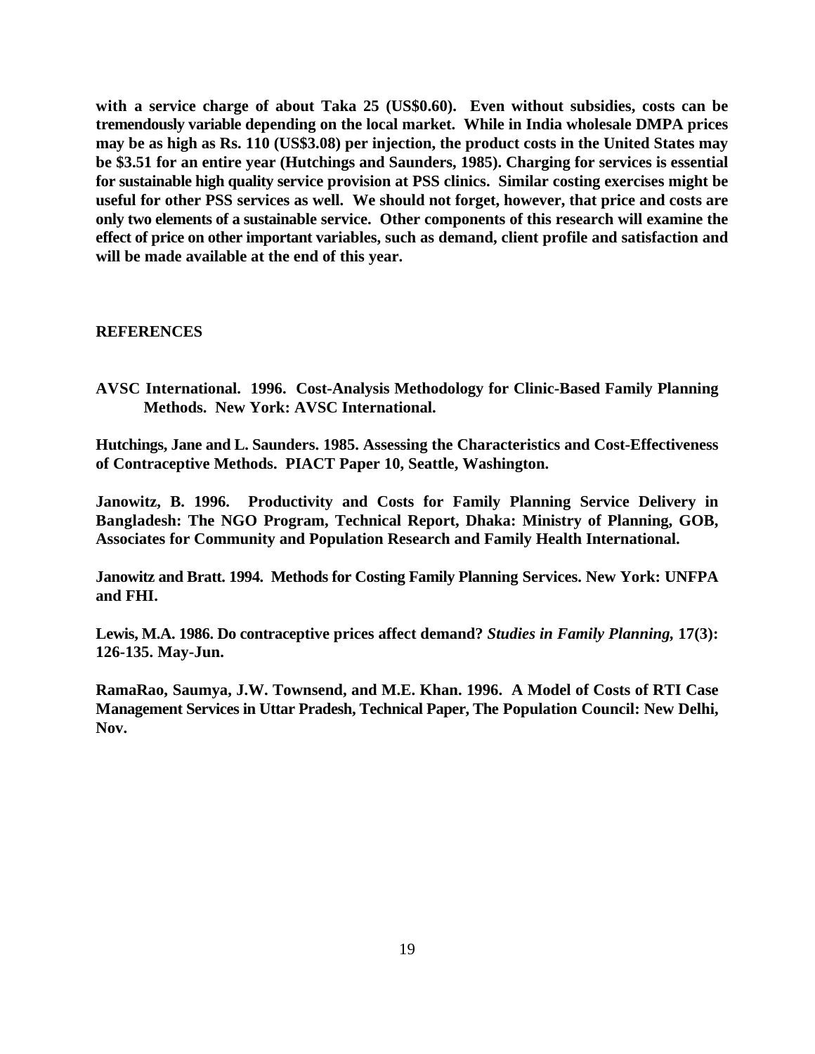**with a service charge of about Taka 25 (US$0.60). Even without subsidies, costs can be tremendously variable depending on the local market. While in India wholesale DMPA prices may be as high as Rs. 110 (US$3.08) per injection, the product costs in the United States may be $3.51 for an entire year (Hutchings and Saunders, 1985). Charging for services is essential for sustainable high quality service provision at PSS clinics. Similar costing exercises might be useful for other PSS services as well. We should not forget, however, that price and costs are only two elements of a sustainable service. Other components of this research will examine the effect of price on other important variables, such as demand, client profile and satisfaction and will be made available at the end of this year.**

## REFERENCES

**AVSC International. 1996. Cost-Analysis Methodology for Clinic-Based Family Planning Methods. New York: AVSC International.**

**Hutchings, Jane and L. Saunders. 1985. Assessing the Characteristics and Cost-Effectiveness of Contraceptive Methods. PIACT Paper 10, Seattle, Washington.**

**Janowitz, B. 1996. Productivity and Costs for Family Planning Service Delivery in Bangladesh: The NGO Program, Technical Report, Dhaka: Ministry of Planning, GOB, Associates for Community and Population Research and Family Health International.**

**Janowitz and Bratt. 1994. Methods for Costing Family Planning Services. New York: UNFPA and FHI.**

**Lewis, M.A. 1986. Do contraceptive prices affect demand? *Studies in Family Planning,* 17(3): 126-135. May-Jun.**

**RamaRao, Saumya, J.W. Townsend, and M.E. Khan. 1996. A Model of Costs of RTI Case Management Services in Uttar Pradesh, Technical Paper, The Population Council: New Delhi, Nov.**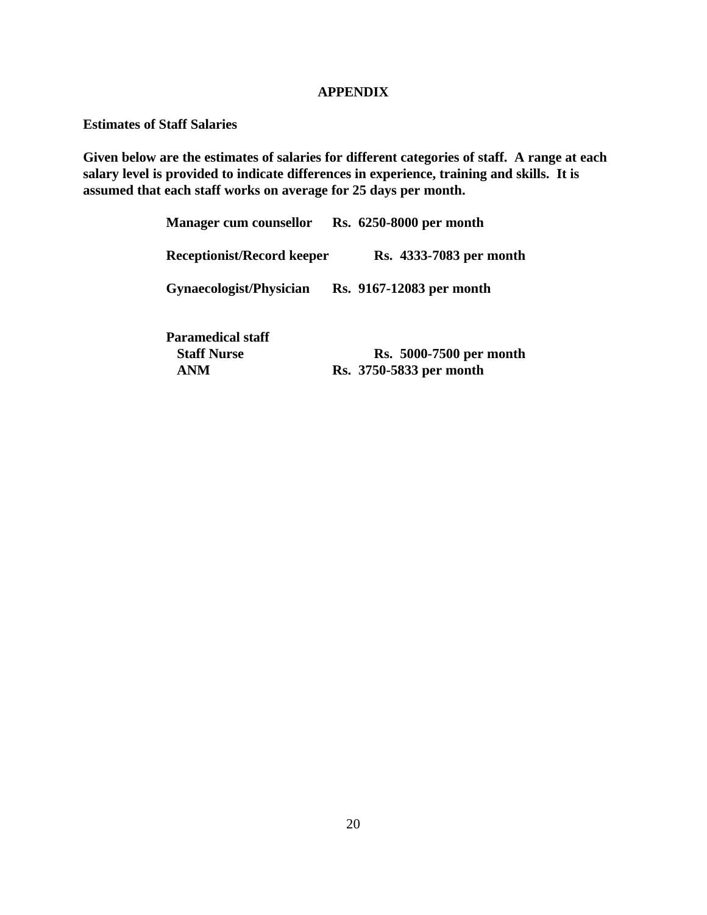# APPENDIX

**Estimates of Staff Salaries**

**Given below are the estimates of salaries for different categories of staff. A range at each salary level is provided to indicate differences in experience, training and skills. It is assumed that each staff works on average for 25 days per month.**

| | |
|---|---|
| **Manager cum counsellor** | **Rs. 6250-8000 per month** |
| **Receptionist/Record keeper** | **Rs. 4333-7083 per month** |
| **Gynaecologist/Physician** | **Rs. 9167-12083 per month** |
| **Paramedical staff** | |
| **Staff Nurse** | **Rs. 5000-7500 per month** |
| **ANM** | **Rs. 3750-5833 per month** |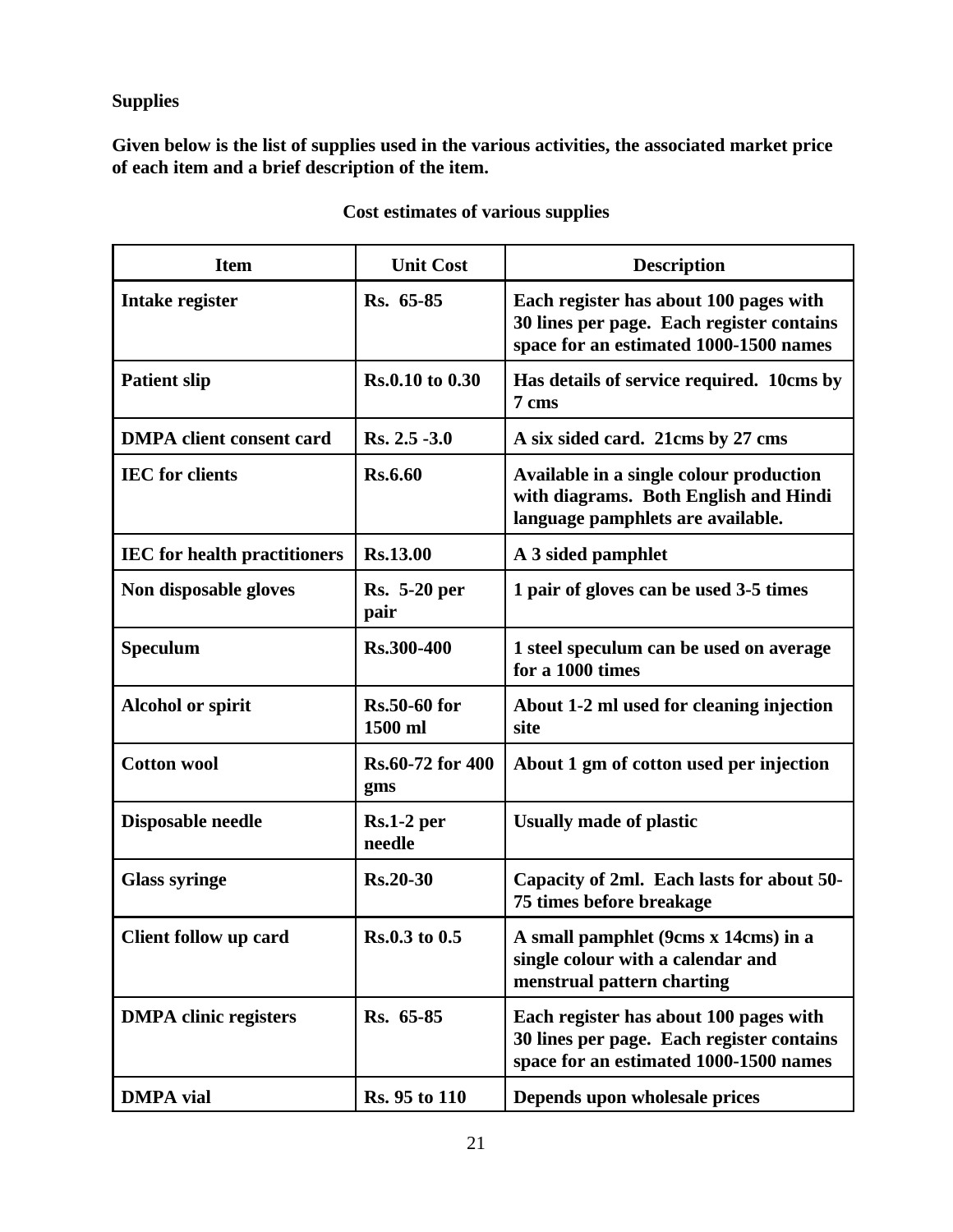**Supplies**

**Given below is the list of supplies used in the various activities, the associated market price of each item and a brief description of the item.**

**Cost estimates of various supplies**

| Item | Unit Cost | Description |
|---|---|---|
| Intake register | Rs. 65-85 | Each register has about 100 pages with 30 lines per page. Each register contains space for an estimated 1000-1500 names |
| Patient slip | Rs.0.10 to 0.30 | Has details of service required. 10cms by 7 cms |
| DMPA client consent card | Rs. 2.5 -3.0 | A six sided card. 21cms by 27 cms |
| IEC for clients | Rs.6.60 | Available in a single colour production with diagrams. Both English and Hindi language pamphlets are available. |
| IEC for health practitioners | Rs.13.00 | A 3 sided pamphlet |
| Non disposable gloves | Rs. 5-20 per pair | 1 pair of gloves can be used 3-5 times |
| Speculum | Rs.300-400 | 1 steel speculum can be used on average for a 1000 times |
| Alcohol or spirit | Rs.50-60 for 1500 ml | About 1-2 ml used for cleaning injection site |
| Cotton wool | Rs.60-72 for 400 gms | About 1 gm of cotton used per injection |
| Disposable needle | Rs.1-2 per needle | Usually made of plastic |
| Glass syringe | Rs.20-30 | Capacity of 2ml. Each lasts for about 50-75 times before breakage |
| Client follow up card | Rs.0.3 to 0.5 | A small pamphlet (9cms x 14cms) in a single colour with a calendar and menstrual pattern charting |
| DMPA clinic registers | Rs. 65-85 | Each register has about 100 pages with 30 lines per page. Each register contains space for an estimated 1000-1500 names |
| DMPA vial | Rs. 95 to 110 | Depends upon wholesale prices |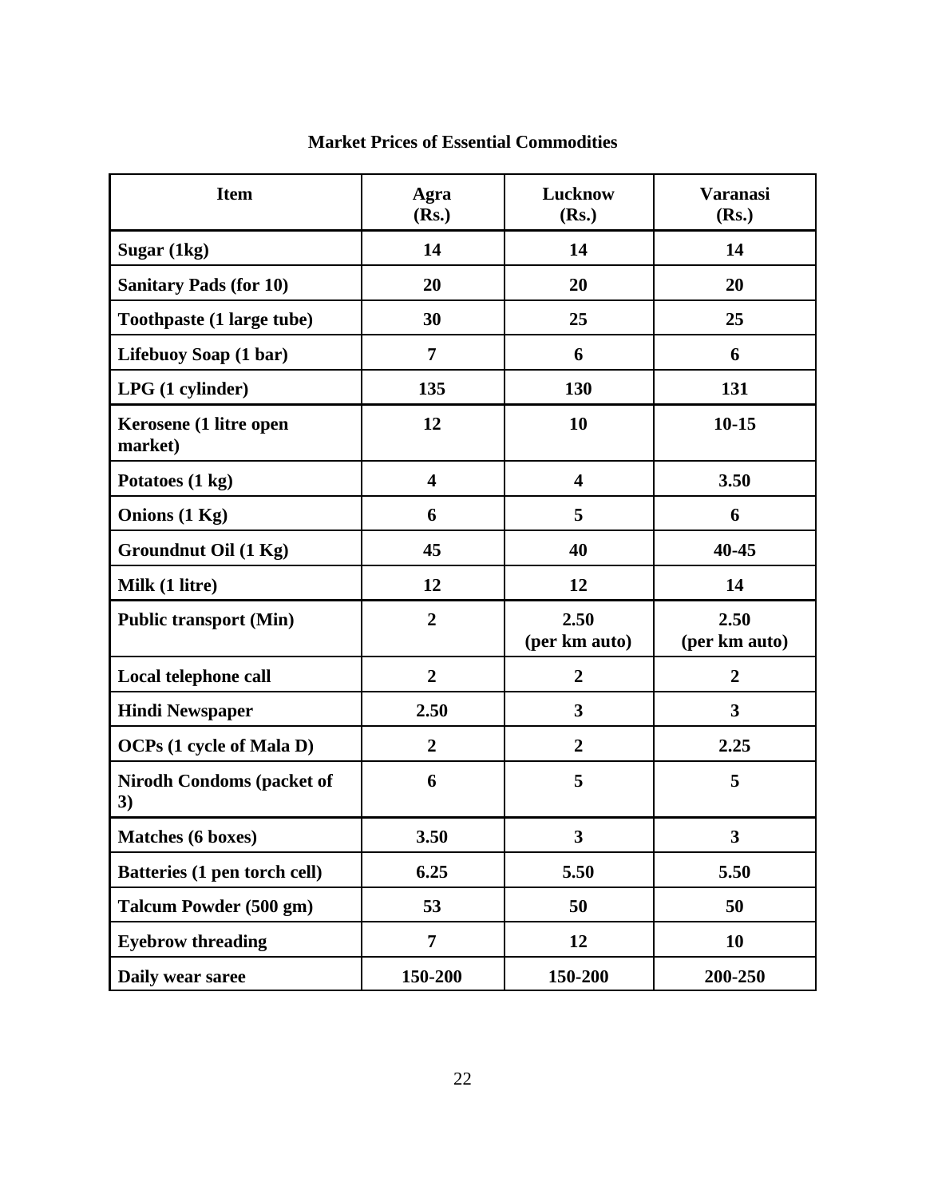## Market Prices of Essential Commodities

| Item | Agra (Rs.) | Lucknow (Rs.) | Varanasi (Rs.) |
|---|---|---|---|
| **Sugar (1kg)** | **14** | **14** | **14** |
| **Sanitary Pads (for 10)** | **20** | **20** | **20** |
| **Toothpaste (1 large tube)** | **30** | **25** | **25** |
| **Lifebuoy Soap (1 bar)** | **7** | **6** | **6** |
| **LPG (1 cylinder)** | **135** | **130** | **131** |
| **Kerosene (1 litre open market)** | **12** | **10** | **10-15** |
| **Potatoes (1 kg)** | **4** | **4** | **3.50** |
| **Onions (1 Kg)** | **6** | **5** | **6** |
| **Groundnut Oil (1 Kg)** | **45** | **40** | **40-45** |
| **Milk (1 litre)** | **12** | **12** | **14** |
| **Public transport (Min)** | **2** | **2.50 (per km auto)** | **2.50 (per km auto)** |
| **Local telephone call** | **2** | **2** | **2** |
| **Hindi Newspaper** | **2.50** | **3** | **3** |
| **OCPs (1 cycle of Mala D)** | **2** | **2** | **2.25** |
| **Nirodh Condoms (packet of 3)** | **6** | **5** | **5** |
| **Matches (6 boxes)** | **3.50** | **3** | **3** |
| **Batteries (1 pen torch cell)** | **6.25** | **5.50** | **5.50** |
| **Talcum Powder (500 gm)** | **53** | **50** | **50** |
| **Eyebrow threading** | **7** | **12** | **10** |
| **Daily wear saree** | **150-200** | **150-200** | **200-250** |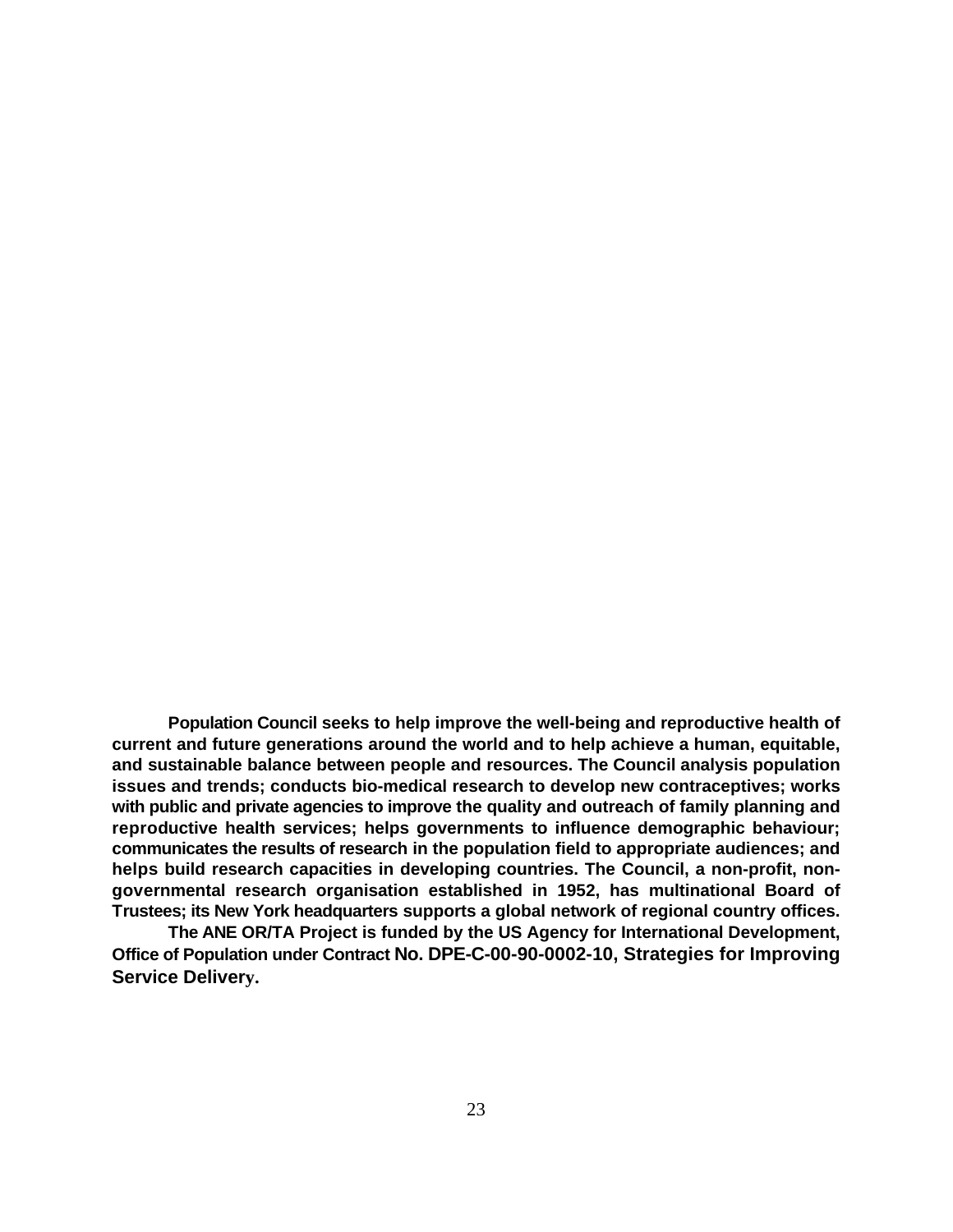**Population Council seeks to help improve the well-being and reproductive health of current and future generations around the world and to help achieve a human, equitable, and sustainable balance between people and resources. The Council analysis population issues and trends; conducts bio-medical research to develop new contraceptives; works with public and private agencies to improve the quality and outreach of family planning and reproductive health services; helps governments to influence demographic behaviour; communicates the results of research in the population field to appropriate audiences; and helps build research capacities in developing countries. The Council, a non-profit, non-governmental research organisation established in 1952, has multinational Board of Trustees; its New York headquarters supports a global network of regional country offices.**

**The ANE OR/TA Project is funded by the US Agency for International Development, Office of Population under Contract No. DPE-C-00-90-0002-10, Strategies for Improving Service Delivery.**